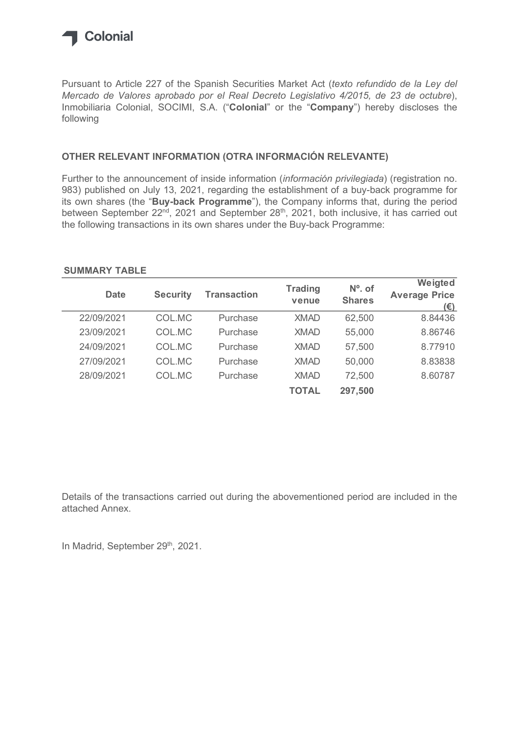Colonial

Pursuant to Article 227 of the Spanish Securities Market Act (*texto refundido de la Ley del Mercado de Valores aprobado por el Real Decreto Legislativo 4/2015, de 23 de octubre*), Inmobiliaria Colonial, SOCIMI, S.A. ("**Colonial**" or the "**Company**") hereby discloses the following

## OTHER RELEVANT INFORMATION (OTRA INFORMACIÓN RELEVANTE)

Further to the announcement of inside information (*información privilegiada*) (registration no. 983) published on July 13, 2021, regarding the establishment of a buy-back programme for its own shares (the "**Buy-back Programme**"), the Company informs that, during the period between September 22nd, 2021 and September 28th, 2021, both inclusive, it has carried out the following transactions in its own shares under the Buy-back Programme:

**SUMMARY TABLE**

| Date | Security | Transaction | Trading venue | Nº. of Shares | Weigted Average Price (€) |
|---|---|---|---|---|---|
| 22/09/2021 | COL.MC | Purchase | XMAD | 62,500 | 8.84436 |
| 23/09/2021 | COL.MC | Purchase | XMAD | 55,000 | 8.86746 |
| 24/09/2021 | COL.MC | Purchase | XMAD | 57,500 | 8.77910 |
| 27/09/2021 | COL.MC | Purchase | XMAD | 50,000 | 8.83838 |
| 28/09/2021 | COL.MC | Purchase | XMAD | 72,500 | 8.60787 |
| | | | **TOTAL** | **297,500** | |

Details of the transactions carried out during the abovementioned period are included in the attached Annex.

In Madrid, September 29th, 2021.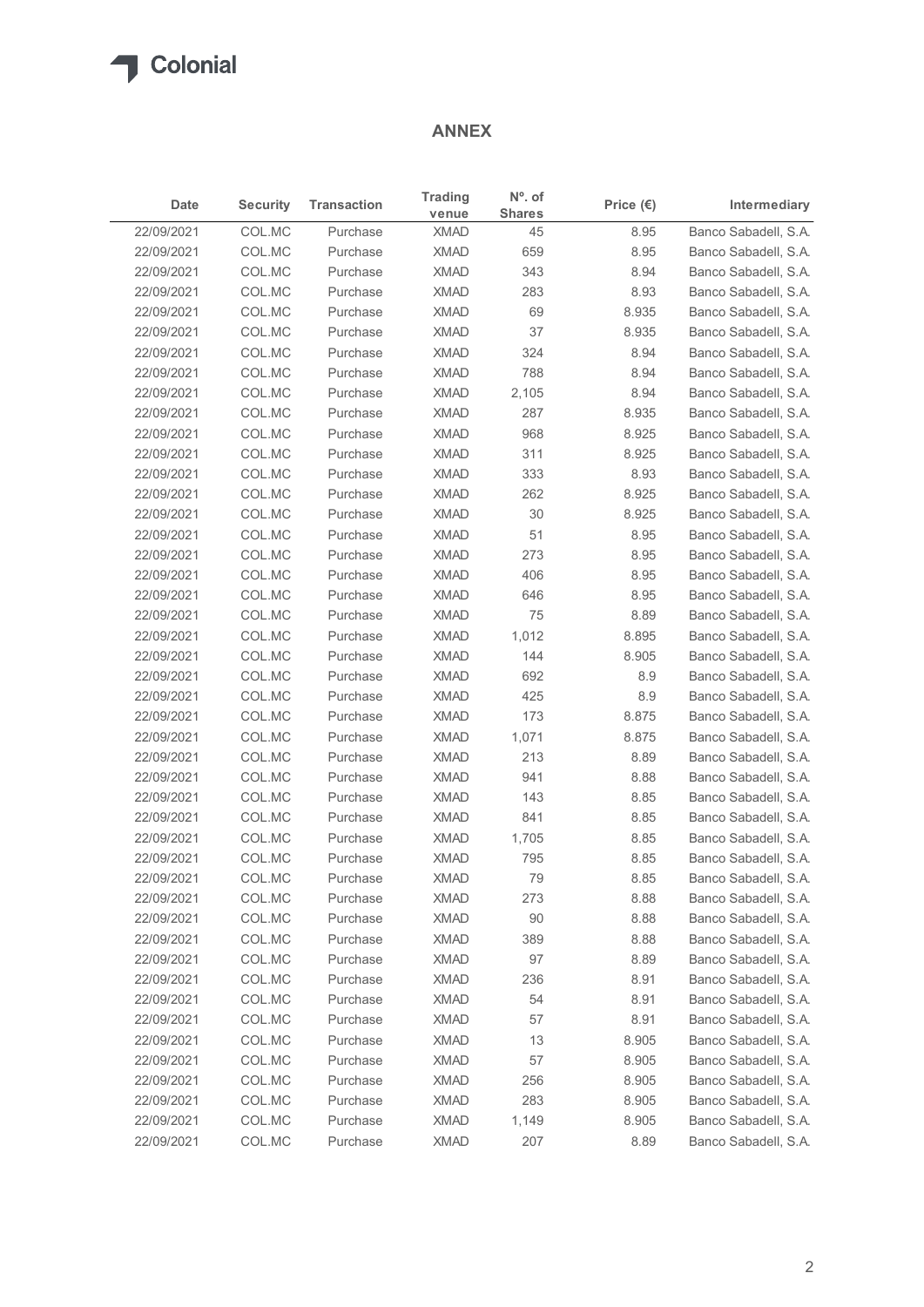## ANNEX

| Date | Security | Transaction | Trading venue | Nº. of Shares | Price (€) | Intermediary |
|---|---|---|---|---|---|---|
| 22/09/2021 | COL.MC | Purchase | XMAD | 45 | 8.95 | Banco Sabadell, S.A. |
| 22/09/2021 | COL.MC | Purchase | XMAD | 659 | 8.95 | Banco Sabadell, S.A. |
| 22/09/2021 | COL.MC | Purchase | XMAD | 343 | 8.94 | Banco Sabadell, S.A. |
| 22/09/2021 | COL.MC | Purchase | XMAD | 283 | 8.93 | Banco Sabadell, S.A. |
| 22/09/2021 | COL.MC | Purchase | XMAD | 69 | 8.935 | Banco Sabadell, S.A. |
| 22/09/2021 | COL.MC | Purchase | XMAD | 37 | 8.935 | Banco Sabadell, S.A. |
| 22/09/2021 | COL.MC | Purchase | XMAD | 324 | 8.94 | Banco Sabadell, S.A. |
| 22/09/2021 | COL.MC | Purchase | XMAD | 788 | 8.94 | Banco Sabadell, S.A. |
| 22/09/2021 | COL.MC | Purchase | XMAD | 2,105 | 8.94 | Banco Sabadell, S.A. |
| 22/09/2021 | COL.MC | Purchase | XMAD | 287 | 8.935 | Banco Sabadell, S.A. |
| 22/09/2021 | COL.MC | Purchase | XMAD | 968 | 8.925 | Banco Sabadell, S.A. |
| 22/09/2021 | COL.MC | Purchase | XMAD | 311 | 8.925 | Banco Sabadell, S.A. |
| 22/09/2021 | COL.MC | Purchase | XMAD | 333 | 8.93 | Banco Sabadell, S.A. |
| 22/09/2021 | COL.MC | Purchase | XMAD | 262 | 8.925 | Banco Sabadell, S.A. |
| 22/09/2021 | COL.MC | Purchase | XMAD | 30 | 8.925 | Banco Sabadell, S.A. |
| 22/09/2021 | COL.MC | Purchase | XMAD | 51 | 8.95 | Banco Sabadell, S.A. |
| 22/09/2021 | COL.MC | Purchase | XMAD | 273 | 8.95 | Banco Sabadell, S.A. |
| 22/09/2021 | COL.MC | Purchase | XMAD | 406 | 8.95 | Banco Sabadell, S.A. |
| 22/09/2021 | COL.MC | Purchase | XMAD | 646 | 8.95 | Banco Sabadell, S.A. |
| 22/09/2021 | COL.MC | Purchase | XMAD | 75 | 8.89 | Banco Sabadell, S.A. |
| 22/09/2021 | COL.MC | Purchase | XMAD | 1,012 | 8.895 | Banco Sabadell, S.A. |
| 22/09/2021 | COL.MC | Purchase | XMAD | 144 | 8.905 | Banco Sabadell, S.A. |
| 22/09/2021 | COL.MC | Purchase | XMAD | 692 | 8.9 | Banco Sabadell, S.A. |
| 22/09/2021 | COL.MC | Purchase | XMAD | 425 | 8.9 | Banco Sabadell, S.A. |
| 22/09/2021 | COL.MC | Purchase | XMAD | 173 | 8.875 | Banco Sabadell, S.A. |
| 22/09/2021 | COL.MC | Purchase | XMAD | 1,071 | 8.875 | Banco Sabadell, S.A. |
| 22/09/2021 | COL.MC | Purchase | XMAD | 213 | 8.89 | Banco Sabadell, S.A. |
| 22/09/2021 | COL.MC | Purchase | XMAD | 941 | 8.88 | Banco Sabadell, S.A. |
| 22/09/2021 | COL.MC | Purchase | XMAD | 143 | 8.85 | Banco Sabadell, S.A. |
| 22/09/2021 | COL.MC | Purchase | XMAD | 841 | 8.85 | Banco Sabadell, S.A. |
| 22/09/2021 | COL.MC | Purchase | XMAD | 1,705 | 8.85 | Banco Sabadell, S.A. |
| 22/09/2021 | COL.MC | Purchase | XMAD | 795 | 8.85 | Banco Sabadell, S.A. |
| 22/09/2021 | COL.MC | Purchase | XMAD | 79 | 8.85 | Banco Sabadell, S.A. |
| 22/09/2021 | COL.MC | Purchase | XMAD | 273 | 8.88 | Banco Sabadell, S.A. |
| 22/09/2021 | COL.MC | Purchase | XMAD | 90 | 8.88 | Banco Sabadell, S.A. |
| 22/09/2021 | COL.MC | Purchase | XMAD | 389 | 8.88 | Banco Sabadell, S.A. |
| 22/09/2021 | COL.MC | Purchase | XMAD | 97 | 8.89 | Banco Sabadell, S.A. |
| 22/09/2021 | COL.MC | Purchase | XMAD | 236 | 8.91 | Banco Sabadell, S.A. |
| 22/09/2021 | COL.MC | Purchase | XMAD | 54 | 8.91 | Banco Sabadell, S.A. |
| 22/09/2021 | COL.MC | Purchase | XMAD | 57 | 8.91 | Banco Sabadell, S.A. |
| 22/09/2021 | COL.MC | Purchase | XMAD | 13 | 8.905 | Banco Sabadell, S.A. |
| 22/09/2021 | COL.MC | Purchase | XMAD | 57 | 8.905 | Banco Sabadell, S.A. |
| 22/09/2021 | COL.MC | Purchase | XMAD | 256 | 8.905 | Banco Sabadell, S.A. |
| 22/09/2021 | COL.MC | Purchase | XMAD | 283 | 8.905 | Banco Sabadell, S.A. |
| 22/09/2021 | COL.MC | Purchase | XMAD | 1,149 | 8.905 | Banco Sabadell, S.A. |
| 22/09/2021 | COL.MC | Purchase | XMAD | 207 | 8.89 | Banco Sabadell, S.A. |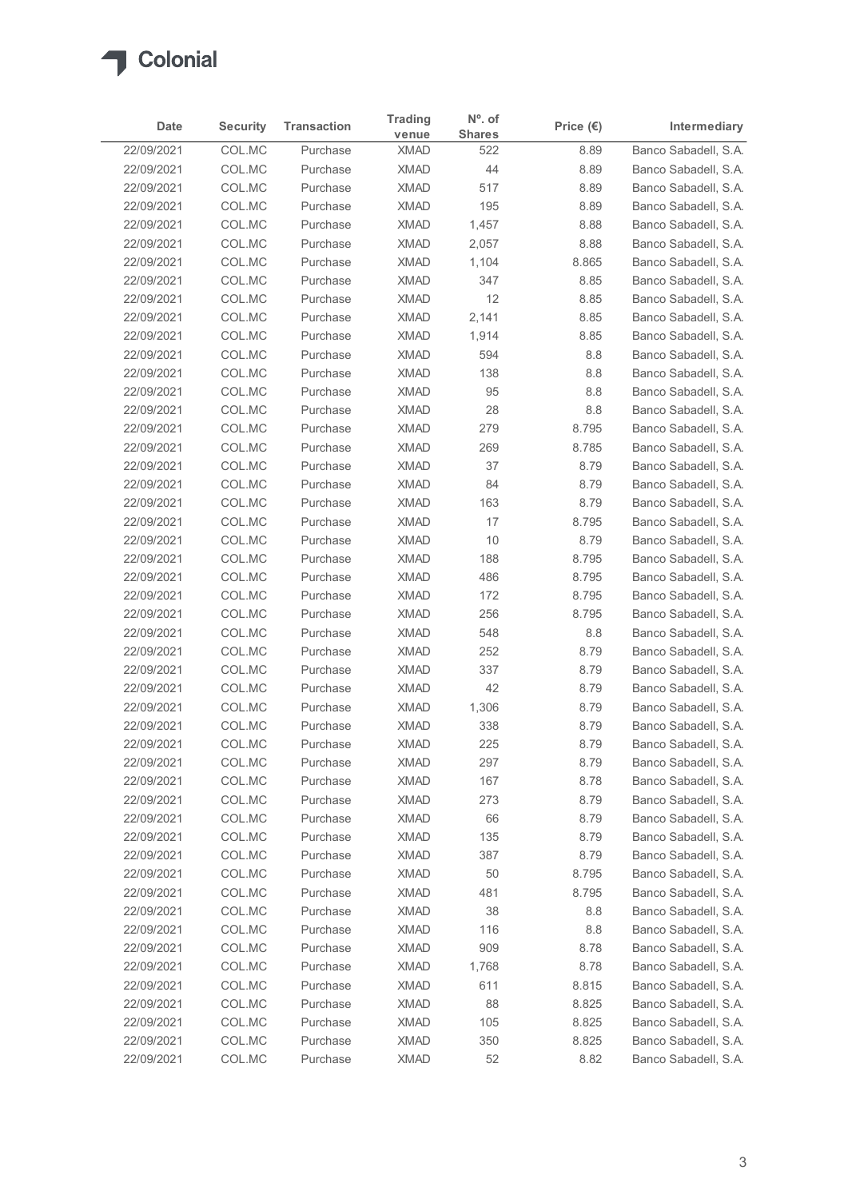Colonial

| Date | Security | Transaction | Trading venue | Nº. of Shares | Price (€) | Intermediary |
|---|---|---|---|---|---|---|
| 22/09/2021 | COL.MC | Purchase | XMAD | 522 | 8.89 | Banco Sabadell, S.A. |
| 22/09/2021 | COL.MC | Purchase | XMAD | 44 | 8.89 | Banco Sabadell, S.A. |
| 22/09/2021 | COL.MC | Purchase | XMAD | 517 | 8.89 | Banco Sabadell, S.A. |
| 22/09/2021 | COL.MC | Purchase | XMAD | 195 | 8.89 | Banco Sabadell, S.A. |
| 22/09/2021 | COL.MC | Purchase | XMAD | 1,457 | 8.88 | Banco Sabadell, S.A. |
| 22/09/2021 | COL.MC | Purchase | XMAD | 2,057 | 8.88 | Banco Sabadell, S.A. |
| 22/09/2021 | COL.MC | Purchase | XMAD | 1,104 | 8.865 | Banco Sabadell, S.A. |
| 22/09/2021 | COL.MC | Purchase | XMAD | 347 | 8.85 | Banco Sabadell, S.A. |
| 22/09/2021 | COL.MC | Purchase | XMAD | 12 | 8.85 | Banco Sabadell, S.A. |
| 22/09/2021 | COL.MC | Purchase | XMAD | 2,141 | 8.85 | Banco Sabadell, S.A. |
| 22/09/2021 | COL.MC | Purchase | XMAD | 1,914 | 8.85 | Banco Sabadell, S.A. |
| 22/09/2021 | COL.MC | Purchase | XMAD | 594 | 8.8 | Banco Sabadell, S.A. |
| 22/09/2021 | COL.MC | Purchase | XMAD | 138 | 8.8 | Banco Sabadell, S.A. |
| 22/09/2021 | COL.MC | Purchase | XMAD | 95 | 8.8 | Banco Sabadell, S.A. |
| 22/09/2021 | COL.MC | Purchase | XMAD | 28 | 8.8 | Banco Sabadell, S.A. |
| 22/09/2021 | COL.MC | Purchase | XMAD | 279 | 8.795 | Banco Sabadell, S.A. |
| 22/09/2021 | COL.MC | Purchase | XMAD | 269 | 8.785 | Banco Sabadell, S.A. |
| 22/09/2021 | COL.MC | Purchase | XMAD | 37 | 8.79 | Banco Sabadell, S.A. |
| 22/09/2021 | COL.MC | Purchase | XMAD | 84 | 8.79 | Banco Sabadell, S.A. |
| 22/09/2021 | COL.MC | Purchase | XMAD | 163 | 8.79 | Banco Sabadell, S.A. |
| 22/09/2021 | COL.MC | Purchase | XMAD | 17 | 8.795 | Banco Sabadell, S.A. |
| 22/09/2021 | COL.MC | Purchase | XMAD | 10 | 8.79 | Banco Sabadell, S.A. |
| 22/09/2021 | COL.MC | Purchase | XMAD | 188 | 8.795 | Banco Sabadell, S.A. |
| 22/09/2021 | COL.MC | Purchase | XMAD | 486 | 8.795 | Banco Sabadell, S.A. |
| 22/09/2021 | COL.MC | Purchase | XMAD | 172 | 8.795 | Banco Sabadell, S.A. |
| 22/09/2021 | COL.MC | Purchase | XMAD | 256 | 8.795 | Banco Sabadell, S.A. |
| 22/09/2021 | COL.MC | Purchase | XMAD | 548 | 8.8 | Banco Sabadell, S.A. |
| 22/09/2021 | COL.MC | Purchase | XMAD | 252 | 8.79 | Banco Sabadell, S.A. |
| 22/09/2021 | COL.MC | Purchase | XMAD | 337 | 8.79 | Banco Sabadell, S.A. |
| 22/09/2021 | COL.MC | Purchase | XMAD | 42 | 8.79 | Banco Sabadell, S.A. |
| 22/09/2021 | COL.MC | Purchase | XMAD | 1,306 | 8.79 | Banco Sabadell, S.A. |
| 22/09/2021 | COL.MC | Purchase | XMAD | 338 | 8.79 | Banco Sabadell, S.A. |
| 22/09/2021 | COL.MC | Purchase | XMAD | 225 | 8.79 | Banco Sabadell, S.A. |
| 22/09/2021 | COL.MC | Purchase | XMAD | 297 | 8.79 | Banco Sabadell, S.A. |
| 22/09/2021 | COL.MC | Purchase | XMAD | 167 | 8.78 | Banco Sabadell, S.A. |
| 22/09/2021 | COL.MC | Purchase | XMAD | 273 | 8.79 | Banco Sabadell, S.A. |
| 22/09/2021 | COL.MC | Purchase | XMAD | 66 | 8.79 | Banco Sabadell, S.A. |
| 22/09/2021 | COL.MC | Purchase | XMAD | 135 | 8.79 | Banco Sabadell, S.A. |
| 22/09/2021 | COL.MC | Purchase | XMAD | 387 | 8.79 | Banco Sabadell, S.A. |
| 22/09/2021 | COL.MC | Purchase | XMAD | 50 | 8.795 | Banco Sabadell, S.A. |
| 22/09/2021 | COL.MC | Purchase | XMAD | 481 | 8.795 | Banco Sabadell, S.A. |
| 22/09/2021 | COL.MC | Purchase | XMAD | 38 | 8.8 | Banco Sabadell, S.A. |
| 22/09/2021 | COL.MC | Purchase | XMAD | 116 | 8.8 | Banco Sabadell, S.A. |
| 22/09/2021 | COL.MC | Purchase | XMAD | 909 | 8.78 | Banco Sabadell, S.A. |
| 22/09/2021 | COL.MC | Purchase | XMAD | 1,768 | 8.78 | Banco Sabadell, S.A. |
| 22/09/2021 | COL.MC | Purchase | XMAD | 611 | 8.815 | Banco Sabadell, S.A. |
| 22/09/2021 | COL.MC | Purchase | XMAD | 88 | 8.825 | Banco Sabadell, S.A. |
| 22/09/2021 | COL.MC | Purchase | XMAD | 105 | 8.825 | Banco Sabadell, S.A. |
| 22/09/2021 | COL.MC | Purchase | XMAD | 350 | 8.825 | Banco Sabadell, S.A. |
| 22/09/2021 | COL.MC | Purchase | XMAD | 52 | 8.82 | Banco Sabadell, S.A. |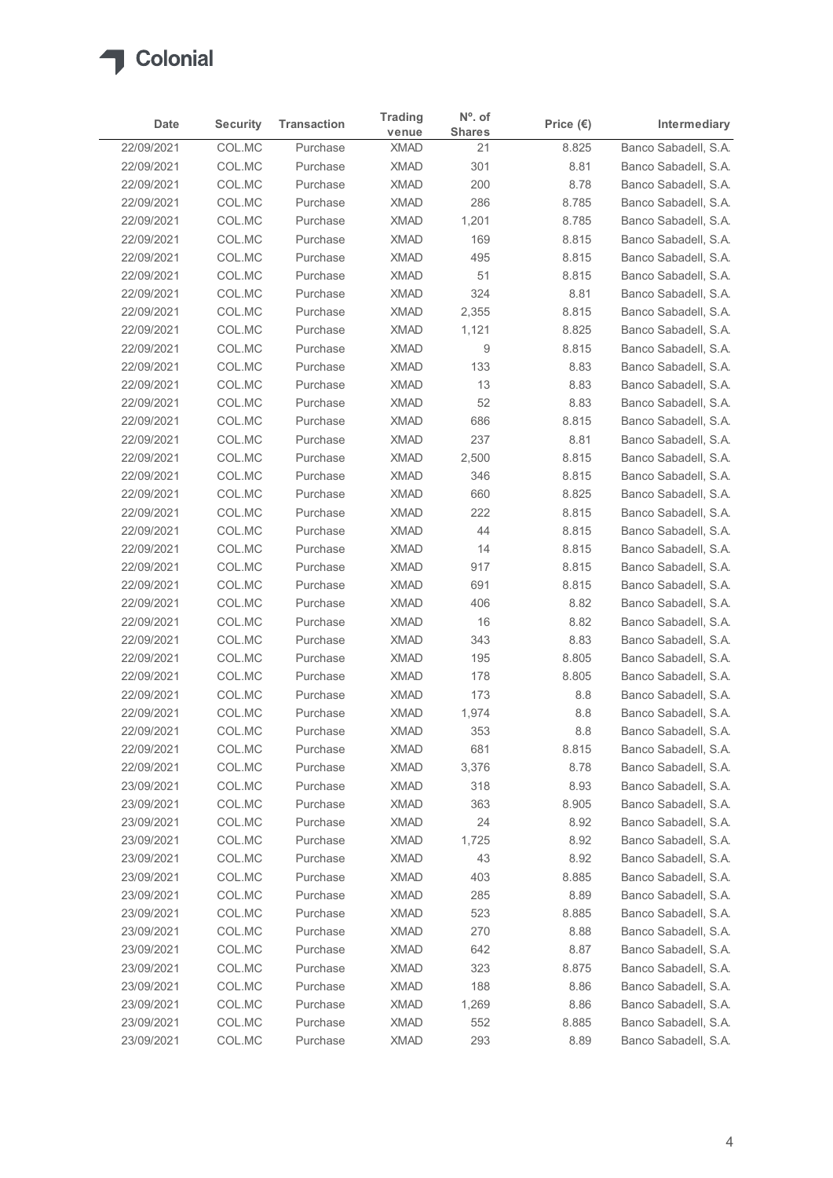| Date | Security | Transaction | Trading venue | Nº. of Shares | Price (€) | Intermediary |
|---|---|---|---|---|---|---|
| 22/09/2021 | COL.MC | Purchase | XMAD | 21 | 8.825 | Banco Sabadell, S.A. |
| 22/09/2021 | COL.MC | Purchase | XMAD | 301 | 8.81 | Banco Sabadell, S.A. |
| 22/09/2021 | COL.MC | Purchase | XMAD | 200 | 8.78 | Banco Sabadell, S.A. |
| 22/09/2021 | COL.MC | Purchase | XMAD | 286 | 8.785 | Banco Sabadell, S.A. |
| 22/09/2021 | COL.MC | Purchase | XMAD | 1,201 | 8.785 | Banco Sabadell, S.A. |
| 22/09/2021 | COL.MC | Purchase | XMAD | 169 | 8.815 | Banco Sabadell, S.A. |
| 22/09/2021 | COL.MC | Purchase | XMAD | 495 | 8.815 | Banco Sabadell, S.A. |
| 22/09/2021 | COL.MC | Purchase | XMAD | 51 | 8.815 | Banco Sabadell, S.A. |
| 22/09/2021 | COL.MC | Purchase | XMAD | 324 | 8.81 | Banco Sabadell, S.A. |
| 22/09/2021 | COL.MC | Purchase | XMAD | 2,355 | 8.815 | Banco Sabadell, S.A. |
| 22/09/2021 | COL.MC | Purchase | XMAD | 1,121 | 8.825 | Banco Sabadell, S.A. |
| 22/09/2021 | COL.MC | Purchase | XMAD | 9 | 8.815 | Banco Sabadell, S.A. |
| 22/09/2021 | COL.MC | Purchase | XMAD | 133 | 8.83 | Banco Sabadell, S.A. |
| 22/09/2021 | COL.MC | Purchase | XMAD | 13 | 8.83 | Banco Sabadell, S.A. |
| 22/09/2021 | COL.MC | Purchase | XMAD | 52 | 8.83 | Banco Sabadell, S.A. |
| 22/09/2021 | COL.MC | Purchase | XMAD | 686 | 8.815 | Banco Sabadell, S.A. |
| 22/09/2021 | COL.MC | Purchase | XMAD | 237 | 8.81 | Banco Sabadell, S.A. |
| 22/09/2021 | COL.MC | Purchase | XMAD | 2,500 | 8.815 | Banco Sabadell, S.A. |
| 22/09/2021 | COL.MC | Purchase | XMAD | 346 | 8.815 | Banco Sabadell, S.A. |
| 22/09/2021 | COL.MC | Purchase | XMAD | 660 | 8.825 | Banco Sabadell, S.A. |
| 22/09/2021 | COL.MC | Purchase | XMAD | 222 | 8.815 | Banco Sabadell, S.A. |
| 22/09/2021 | COL.MC | Purchase | XMAD | 44 | 8.815 | Banco Sabadell, S.A. |
| 22/09/2021 | COL.MC | Purchase | XMAD | 14 | 8.815 | Banco Sabadell, S.A. |
| 22/09/2021 | COL.MC | Purchase | XMAD | 917 | 8.815 | Banco Sabadell, S.A. |
| 22/09/2021 | COL.MC | Purchase | XMAD | 691 | 8.815 | Banco Sabadell, S.A. |
| 22/09/2021 | COL.MC | Purchase | XMAD | 406 | 8.82 | Banco Sabadell, S.A. |
| 22/09/2021 | COL.MC | Purchase | XMAD | 16 | 8.82 | Banco Sabadell, S.A. |
| 22/09/2021 | COL.MC | Purchase | XMAD | 343 | 8.83 | Banco Sabadell, S.A. |
| 22/09/2021 | COL.MC | Purchase | XMAD | 195 | 8.805 | Banco Sabadell, S.A. |
| 22/09/2021 | COL.MC | Purchase | XMAD | 178 | 8.805 | Banco Sabadell, S.A. |
| 22/09/2021 | COL.MC | Purchase | XMAD | 173 | 8.8 | Banco Sabadell, S.A. |
| 22/09/2021 | COL.MC | Purchase | XMAD | 1,974 | 8.8 | Banco Sabadell, S.A. |
| 22/09/2021 | COL.MC | Purchase | XMAD | 353 | 8.8 | Banco Sabadell, S.A. |
| 22/09/2021 | COL.MC | Purchase | XMAD | 681 | 8.815 | Banco Sabadell, S.A. |
| 22/09/2021 | COL.MC | Purchase | XMAD | 3,376 | 8.78 | Banco Sabadell, S.A. |
| 23/09/2021 | COL.MC | Purchase | XMAD | 318 | 8.93 | Banco Sabadell, S.A. |
| 23/09/2021 | COL.MC | Purchase | XMAD | 363 | 8.905 | Banco Sabadell, S.A. |
| 23/09/2021 | COL.MC | Purchase | XMAD | 24 | 8.92 | Banco Sabadell, S.A. |
| 23/09/2021 | COL.MC | Purchase | XMAD | 1,725 | 8.92 | Banco Sabadell, S.A. |
| 23/09/2021 | COL.MC | Purchase | XMAD | 43 | 8.92 | Banco Sabadell, S.A. |
| 23/09/2021 | COL.MC | Purchase | XMAD | 403 | 8.885 | Banco Sabadell, S.A. |
| 23/09/2021 | COL.MC | Purchase | XMAD | 285 | 8.89 | Banco Sabadell, S.A. |
| 23/09/2021 | COL.MC | Purchase | XMAD | 523 | 8.885 | Banco Sabadell, S.A. |
| 23/09/2021 | COL.MC | Purchase | XMAD | 270 | 8.88 | Banco Sabadell, S.A. |
| 23/09/2021 | COL.MC | Purchase | XMAD | 642 | 8.87 | Banco Sabadell, S.A. |
| 23/09/2021 | COL.MC | Purchase | XMAD | 323 | 8.875 | Banco Sabadell, S.A. |
| 23/09/2021 | COL.MC | Purchase | XMAD | 188 | 8.86 | Banco Sabadell, S.A. |
| 23/09/2021 | COL.MC | Purchase | XMAD | 1,269 | 8.86 | Banco Sabadell, S.A. |
| 23/09/2021 | COL.MC | Purchase | XMAD | 552 | 8.885 | Banco Sabadell, S.A. |
| 23/09/2021 | COL.MC | Purchase | XMAD | 293 | 8.89 | Banco Sabadell, S.A. |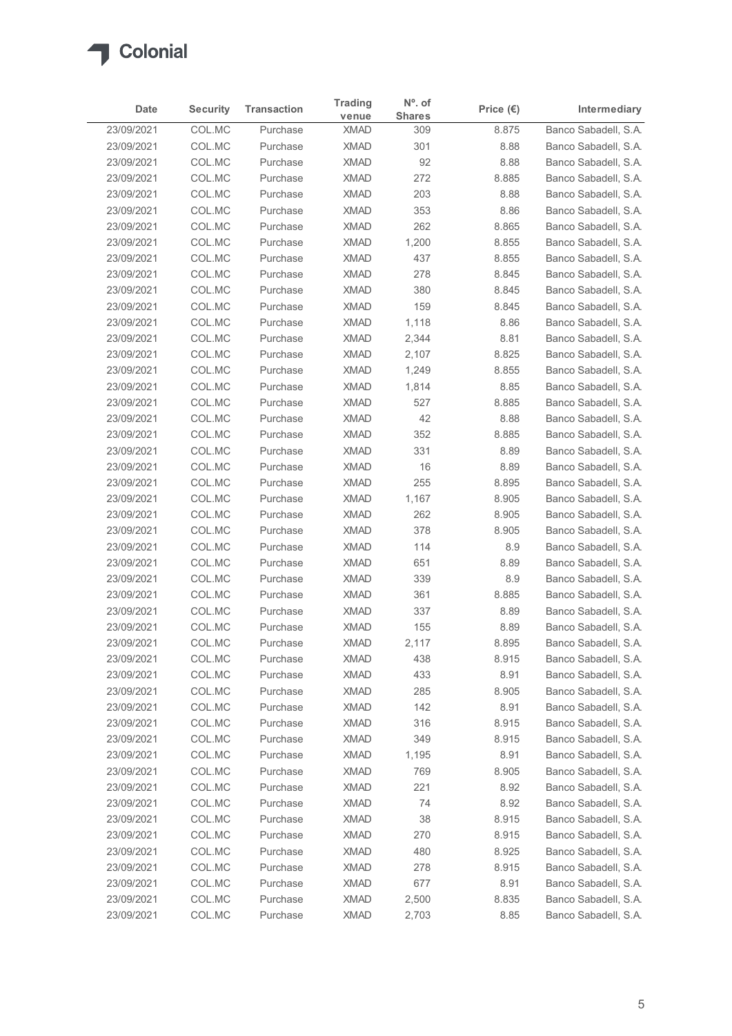Colonial

| Date | Security | Transaction | Trading venue | Nº. of Shares | Price (€) | Intermediary |
|---|---|---|---|---|---|---|
| 23/09/2021 | COL.MC | Purchase | XMAD | 309 | 8.875 | Banco Sabadell, S.A. |
| 23/09/2021 | COL.MC | Purchase | XMAD | 301 | 8.88 | Banco Sabadell, S.A. |
| 23/09/2021 | COL.MC | Purchase | XMAD | 92 | 8.88 | Banco Sabadell, S.A. |
| 23/09/2021 | COL.MC | Purchase | XMAD | 272 | 8.885 | Banco Sabadell, S.A. |
| 23/09/2021 | COL.MC | Purchase | XMAD | 203 | 8.88 | Banco Sabadell, S.A. |
| 23/09/2021 | COL.MC | Purchase | XMAD | 353 | 8.86 | Banco Sabadell, S.A. |
| 23/09/2021 | COL.MC | Purchase | XMAD | 262 | 8.865 | Banco Sabadell, S.A. |
| 23/09/2021 | COL.MC | Purchase | XMAD | 1,200 | 8.855 | Banco Sabadell, S.A. |
| 23/09/2021 | COL.MC | Purchase | XMAD | 437 | 8.855 | Banco Sabadell, S.A. |
| 23/09/2021 | COL.MC | Purchase | XMAD | 278 | 8.845 | Banco Sabadell, S.A. |
| 23/09/2021 | COL.MC | Purchase | XMAD | 380 | 8.845 | Banco Sabadell, S.A. |
| 23/09/2021 | COL.MC | Purchase | XMAD | 159 | 8.845 | Banco Sabadell, S.A. |
| 23/09/2021 | COL.MC | Purchase | XMAD | 1,118 | 8.86 | Banco Sabadell, S.A. |
| 23/09/2021 | COL.MC | Purchase | XMAD | 2,344 | 8.81 | Banco Sabadell, S.A. |
| 23/09/2021 | COL.MC | Purchase | XMAD | 2,107 | 8.825 | Banco Sabadell, S.A. |
| 23/09/2021 | COL.MC | Purchase | XMAD | 1,249 | 8.855 | Banco Sabadell, S.A. |
| 23/09/2021 | COL.MC | Purchase | XMAD | 1,814 | 8.85 | Banco Sabadell, S.A. |
| 23/09/2021 | COL.MC | Purchase | XMAD | 527 | 8.885 | Banco Sabadell, S.A. |
| 23/09/2021 | COL.MC | Purchase | XMAD | 42 | 8.88 | Banco Sabadell, S.A. |
| 23/09/2021 | COL.MC | Purchase | XMAD | 352 | 8.885 | Banco Sabadell, S.A. |
| 23/09/2021 | COL.MC | Purchase | XMAD | 331 | 8.89 | Banco Sabadell, S.A. |
| 23/09/2021 | COL.MC | Purchase | XMAD | 16 | 8.89 | Banco Sabadell, S.A. |
| 23/09/2021 | COL.MC | Purchase | XMAD | 255 | 8.895 | Banco Sabadell, S.A. |
| 23/09/2021 | COL.MC | Purchase | XMAD | 1,167 | 8.905 | Banco Sabadell, S.A. |
| 23/09/2021 | COL.MC | Purchase | XMAD | 262 | 8.905 | Banco Sabadell, S.A. |
| 23/09/2021 | COL.MC | Purchase | XMAD | 378 | 8.905 | Banco Sabadell, S.A. |
| 23/09/2021 | COL.MC | Purchase | XMAD | 114 | 8.9 | Banco Sabadell, S.A. |
| 23/09/2021 | COL.MC | Purchase | XMAD | 651 | 8.89 | Banco Sabadell, S.A. |
| 23/09/2021 | COL.MC | Purchase | XMAD | 339 | 8.9 | Banco Sabadell, S.A. |
| 23/09/2021 | COL.MC | Purchase | XMAD | 361 | 8.885 | Banco Sabadell, S.A. |
| 23/09/2021 | COL.MC | Purchase | XMAD | 337 | 8.89 | Banco Sabadell, S.A. |
| 23/09/2021 | COL.MC | Purchase | XMAD | 155 | 8.89 | Banco Sabadell, S.A. |
| 23/09/2021 | COL.MC | Purchase | XMAD | 2,117 | 8.895 | Banco Sabadell, S.A. |
| 23/09/2021 | COL.MC | Purchase | XMAD | 438 | 8.915 | Banco Sabadell, S.A. |
| 23/09/2021 | COL.MC | Purchase | XMAD | 433 | 8.91 | Banco Sabadell, S.A. |
| 23/09/2021 | COL.MC | Purchase | XMAD | 285 | 8.905 | Banco Sabadell, S.A. |
| 23/09/2021 | COL.MC | Purchase | XMAD | 142 | 8.91 | Banco Sabadell, S.A. |
| 23/09/2021 | COL.MC | Purchase | XMAD | 316 | 8.915 | Banco Sabadell, S.A. |
| 23/09/2021 | COL.MC | Purchase | XMAD | 349 | 8.915 | Banco Sabadell, S.A. |
| 23/09/2021 | COL.MC | Purchase | XMAD | 1,195 | 8.91 | Banco Sabadell, S.A. |
| 23/09/2021 | COL.MC | Purchase | XMAD | 769 | 8.905 | Banco Sabadell, S.A. |
| 23/09/2021 | COL.MC | Purchase | XMAD | 221 | 8.92 | Banco Sabadell, S.A. |
| 23/09/2021 | COL.MC | Purchase | XMAD | 74 | 8.92 | Banco Sabadell, S.A. |
| 23/09/2021 | COL.MC | Purchase | XMAD | 38 | 8.915 | Banco Sabadell, S.A. |
| 23/09/2021 | COL.MC | Purchase | XMAD | 270 | 8.915 | Banco Sabadell, S.A. |
| 23/09/2021 | COL.MC | Purchase | XMAD | 480 | 8.925 | Banco Sabadell, S.A. |
| 23/09/2021 | COL.MC | Purchase | XMAD | 278 | 8.915 | Banco Sabadell, S.A. |
| 23/09/2021 | COL.MC | Purchase | XMAD | 677 | 8.91 | Banco Sabadell, S.A. |
| 23/09/2021 | COL.MC | Purchase | XMAD | 2,500 | 8.835 | Banco Sabadell, S.A. |
| 23/09/2021 | COL.MC | Purchase | XMAD | 2,703 | 8.85 | Banco Sabadell, S.A. |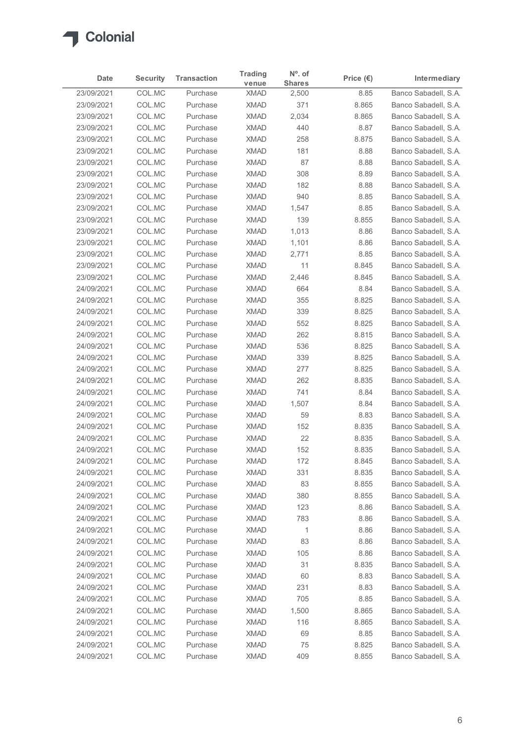| Date | Security | Transaction | Trading venue | Nº. of Shares | Price (€) | Intermediary |
|---|---|---|---|---|---|---|
| 23/09/2021 | COL.MC | Purchase | XMAD | 2,500 | 8.85 | Banco Sabadell, S.A. |
| 23/09/2021 | COL.MC | Purchase | XMAD | 371 | 8.865 | Banco Sabadell, S.A. |
| 23/09/2021 | COL.MC | Purchase | XMAD | 2,034 | 8.865 | Banco Sabadell, S.A. |
| 23/09/2021 | COL.MC | Purchase | XMAD | 440 | 8.87 | Banco Sabadell, S.A. |
| 23/09/2021 | COL.MC | Purchase | XMAD | 258 | 8.875 | Banco Sabadell, S.A. |
| 23/09/2021 | COL.MC | Purchase | XMAD | 181 | 8.88 | Banco Sabadell, S.A. |
| 23/09/2021 | COL.MC | Purchase | XMAD | 87 | 8.88 | Banco Sabadell, S.A. |
| 23/09/2021 | COL.MC | Purchase | XMAD | 308 | 8.89 | Banco Sabadell, S.A. |
| 23/09/2021 | COL.MC | Purchase | XMAD | 182 | 8.88 | Banco Sabadell, S.A. |
| 23/09/2021 | COL.MC | Purchase | XMAD | 940 | 8.85 | Banco Sabadell, S.A. |
| 23/09/2021 | COL.MC | Purchase | XMAD | 1,547 | 8.85 | Banco Sabadell, S.A. |
| 23/09/2021 | COL.MC | Purchase | XMAD | 139 | 8.855 | Banco Sabadell, S.A. |
| 23/09/2021 | COL.MC | Purchase | XMAD | 1,013 | 8.86 | Banco Sabadell, S.A. |
| 23/09/2021 | COL.MC | Purchase | XMAD | 1,101 | 8.86 | Banco Sabadell, S.A. |
| 23/09/2021 | COL.MC | Purchase | XMAD | 2,771 | 8.85 | Banco Sabadell, S.A. |
| 23/09/2021 | COL.MC | Purchase | XMAD | 11 | 8.845 | Banco Sabadell, S.A. |
| 23/09/2021 | COL.MC | Purchase | XMAD | 2,446 | 8.845 | Banco Sabadell, S.A. |
| 24/09/2021 | COL.MC | Purchase | XMAD | 664 | 8.84 | Banco Sabadell, S.A. |
| 24/09/2021 | COL.MC | Purchase | XMAD | 355 | 8.825 | Banco Sabadell, S.A. |
| 24/09/2021 | COL.MC | Purchase | XMAD | 339 | 8.825 | Banco Sabadell, S.A. |
| 24/09/2021 | COL.MC | Purchase | XMAD | 552 | 8.825 | Banco Sabadell, S.A. |
| 24/09/2021 | COL.MC | Purchase | XMAD | 262 | 8.815 | Banco Sabadell, S.A. |
| 24/09/2021 | COL.MC | Purchase | XMAD | 536 | 8.825 | Banco Sabadell, S.A. |
| 24/09/2021 | COL.MC | Purchase | XMAD | 339 | 8.825 | Banco Sabadell, S.A. |
| 24/09/2021 | COL.MC | Purchase | XMAD | 277 | 8.825 | Banco Sabadell, S.A. |
| 24/09/2021 | COL.MC | Purchase | XMAD | 262 | 8.835 | Banco Sabadell, S.A. |
| 24/09/2021 | COL.MC | Purchase | XMAD | 741 | 8.84 | Banco Sabadell, S.A. |
| 24/09/2021 | COL.MC | Purchase | XMAD | 1,507 | 8.84 | Banco Sabadell, S.A. |
| 24/09/2021 | COL.MC | Purchase | XMAD | 59 | 8.83 | Banco Sabadell, S.A. |
| 24/09/2021 | COL.MC | Purchase | XMAD | 152 | 8.835 | Banco Sabadell, S.A. |
| 24/09/2021 | COL.MC | Purchase | XMAD | 22 | 8.835 | Banco Sabadell, S.A. |
| 24/09/2021 | COL.MC | Purchase | XMAD | 152 | 8.835 | Banco Sabadell, S.A. |
| 24/09/2021 | COL.MC | Purchase | XMAD | 172 | 8.845 | Banco Sabadell, S.A. |
| 24/09/2021 | COL.MC | Purchase | XMAD | 331 | 8.835 | Banco Sabadell, S.A. |
| 24/09/2021 | COL.MC | Purchase | XMAD | 83 | 8.855 | Banco Sabadell, S.A. |
| 24/09/2021 | COL.MC | Purchase | XMAD | 380 | 8.855 | Banco Sabadell, S.A. |
| 24/09/2021 | COL.MC | Purchase | XMAD | 123 | 8.86 | Banco Sabadell, S.A. |
| 24/09/2021 | COL.MC | Purchase | XMAD | 783 | 8.86 | Banco Sabadell, S.A. |
| 24/09/2021 | COL.MC | Purchase | XMAD | 1 | 8.86 | Banco Sabadell, S.A. |
| 24/09/2021 | COL.MC | Purchase | XMAD | 83 | 8.86 | Banco Sabadell, S.A. |
| 24/09/2021 | COL.MC | Purchase | XMAD | 105 | 8.86 | Banco Sabadell, S.A. |
| 24/09/2021 | COL.MC | Purchase | XMAD | 31 | 8.835 | Banco Sabadell, S.A. |
| 24/09/2021 | COL.MC | Purchase | XMAD | 60 | 8.83 | Banco Sabadell, S.A. |
| 24/09/2021 | COL.MC | Purchase | XMAD | 231 | 8.83 | Banco Sabadell, S.A. |
| 24/09/2021 | COL.MC | Purchase | XMAD | 705 | 8.85 | Banco Sabadell, S.A. |
| 24/09/2021 | COL.MC | Purchase | XMAD | 1,500 | 8.865 | Banco Sabadell, S.A. |
| 24/09/2021 | COL.MC | Purchase | XMAD | 116 | 8.865 | Banco Sabadell, S.A. |
| 24/09/2021 | COL.MC | Purchase | XMAD | 69 | 8.85 | Banco Sabadell, S.A. |
| 24/09/2021 | COL.MC | Purchase | XMAD | 75 | 8.825 | Banco Sabadell, S.A. |
| 24/09/2021 | COL.MC | Purchase | XMAD | 409 | 8.855 | Banco Sabadell, S.A. |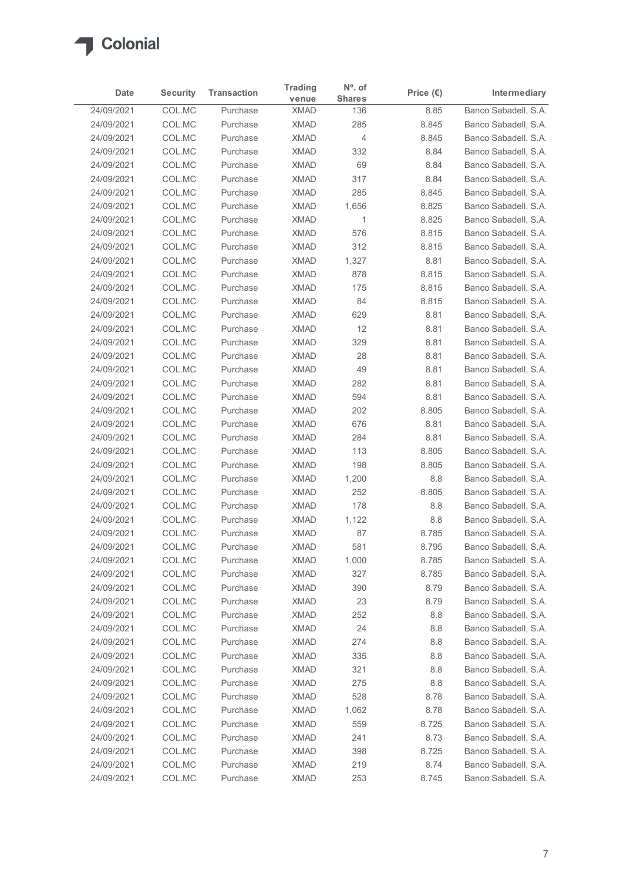# Colonial

| Date | Security | Transaction | Trading venue | Nº. of Shares | Price (€) | Intermediary |
|---|---|---|---|---|---|---|
| 24/09/2021 | COL.MC | Purchase | XMAD | 136 | 8.85 | Banco Sabadell, S.A. |
| 24/09/2021 | COL.MC | Purchase | XMAD | 285 | 8.845 | Banco Sabadell, S.A. |
| 24/09/2021 | COL.MC | Purchase | XMAD | 4 | 8.845 | Banco Sabadell, S.A. |
| 24/09/2021 | COL.MC | Purchase | XMAD | 332 | 8.84 | Banco Sabadell, S.A. |
| 24/09/2021 | COL.MC | Purchase | XMAD | 69 | 8.84 | Banco Sabadell, S.A. |
| 24/09/2021 | COL.MC | Purchase | XMAD | 317 | 8.84 | Banco Sabadell, S.A. |
| 24/09/2021 | COL.MC | Purchase | XMAD | 285 | 8.845 | Banco Sabadell, S.A. |
| 24/09/2021 | COL.MC | Purchase | XMAD | 1,656 | 8.825 | Banco Sabadell, S.A. |
| 24/09/2021 | COL.MC | Purchase | XMAD | 1 | 8.825 | Banco Sabadell, S.A. |
| 24/09/2021 | COL.MC | Purchase | XMAD | 576 | 8.815 | Banco Sabadell, S.A. |
| 24/09/2021 | COL.MC | Purchase | XMAD | 312 | 8.815 | Banco Sabadell, S.A. |
| 24/09/2021 | COL.MC | Purchase | XMAD | 1,327 | 8.81 | Banco Sabadell, S.A. |
| 24/09/2021 | COL.MC | Purchase | XMAD | 878 | 8.815 | Banco Sabadell, S.A. |
| 24/09/2021 | COL.MC | Purchase | XMAD | 175 | 8.815 | Banco Sabadell, S.A. |
| 24/09/2021 | COL.MC | Purchase | XMAD | 84 | 8.815 | Banco Sabadell, S.A. |
| 24/09/2021 | COL.MC | Purchase | XMAD | 629 | 8.81 | Banco Sabadell, S.A. |
| 24/09/2021 | COL.MC | Purchase | XMAD | 12 | 8.81 | Banco Sabadell, S.A. |
| 24/09/2021 | COL.MC | Purchase | XMAD | 329 | 8.81 | Banco Sabadell, S.A. |
| 24/09/2021 | COL.MC | Purchase | XMAD | 28 | 8.81 | Banco Sabadell, S.A. |
| 24/09/2021 | COL.MC | Purchase | XMAD | 49 | 8.81 | Banco Sabadell, S.A. |
| 24/09/2021 | COL.MC | Purchase | XMAD | 282 | 8.81 | Banco Sabadell, S.A. |
| 24/09/2021 | COL.MC | Purchase | XMAD | 594 | 8.81 | Banco Sabadell, S.A. |
| 24/09/2021 | COL.MC | Purchase | XMAD | 202 | 8.805 | Banco Sabadell, S.A. |
| 24/09/2021 | COL.MC | Purchase | XMAD | 676 | 8.81 | Banco Sabadell, S.A. |
| 24/09/2021 | COL.MC | Purchase | XMAD | 284 | 8.81 | Banco Sabadell, S.A. |
| 24/09/2021 | COL.MC | Purchase | XMAD | 113 | 8.805 | Banco Sabadell, S.A. |
| 24/09/2021 | COL.MC | Purchase | XMAD | 198 | 8.805 | Banco Sabadell, S.A. |
| 24/09/2021 | COL.MC | Purchase | XMAD | 1,200 | 8.8 | Banco Sabadell, S.A. |
| 24/09/2021 | COL.MC | Purchase | XMAD | 252 | 8.805 | Banco Sabadell, S.A. |
| 24/09/2021 | COL.MC | Purchase | XMAD | 178 | 8.8 | Banco Sabadell, S.A. |
| 24/09/2021 | COL.MC | Purchase | XMAD | 1,122 | 8.8 | Banco Sabadell, S.A. |
| 24/09/2021 | COL.MC | Purchase | XMAD | 87 | 8.785 | Banco Sabadell, S.A. |
| 24/09/2021 | COL.MC | Purchase | XMAD | 581 | 8.795 | Banco Sabadell, S.A. |
| 24/09/2021 | COL.MC | Purchase | XMAD | 1,000 | 8.785 | Banco Sabadell, S.A. |
| 24/09/2021 | COL.MC | Purchase | XMAD | 327 | 8.785 | Banco Sabadell, S.A. |
| 24/09/2021 | COL.MC | Purchase | XMAD | 390 | 8.79 | Banco Sabadell, S.A. |
| 24/09/2021 | COL.MC | Purchase | XMAD | 23 | 8.79 | Banco Sabadell, S.A. |
| 24/09/2021 | COL.MC | Purchase | XMAD | 252 | 8.8 | Banco Sabadell, S.A. |
| 24/09/2021 | COL.MC | Purchase | XMAD | 24 | 8.8 | Banco Sabadell, S.A. |
| 24/09/2021 | COL.MC | Purchase | XMAD | 274 | 8.8 | Banco Sabadell, S.A. |
| 24/09/2021 | COL.MC | Purchase | XMAD | 335 | 8.8 | Banco Sabadell, S.A. |
| 24/09/2021 | COL.MC | Purchase | XMAD | 321 | 8.8 | Banco Sabadell, S.A. |
| 24/09/2021 | COL.MC | Purchase | XMAD | 275 | 8.8 | Banco Sabadell, S.A. |
| 24/09/2021 | COL.MC | Purchase | XMAD | 528 | 8.78 | Banco Sabadell, S.A. |
| 24/09/2021 | COL.MC | Purchase | XMAD | 1,062 | 8.78 | Banco Sabadell, S.A. |
| 24/09/2021 | COL.MC | Purchase | XMAD | 559 | 8.725 | Banco Sabadell, S.A. |
| 24/09/2021 | COL.MC | Purchase | XMAD | 241 | 8.73 | Banco Sabadell, S.A. |
| 24/09/2021 | COL.MC | Purchase | XMAD | 398 | 8.725 | Banco Sabadell, S.A. |
| 24/09/2021 | COL.MC | Purchase | XMAD | 219 | 8.74 | Banco Sabadell, S.A. |
| 24/09/2021 | COL.MC | Purchase | XMAD | 253 | 8.745 | Banco Sabadell, S.A. |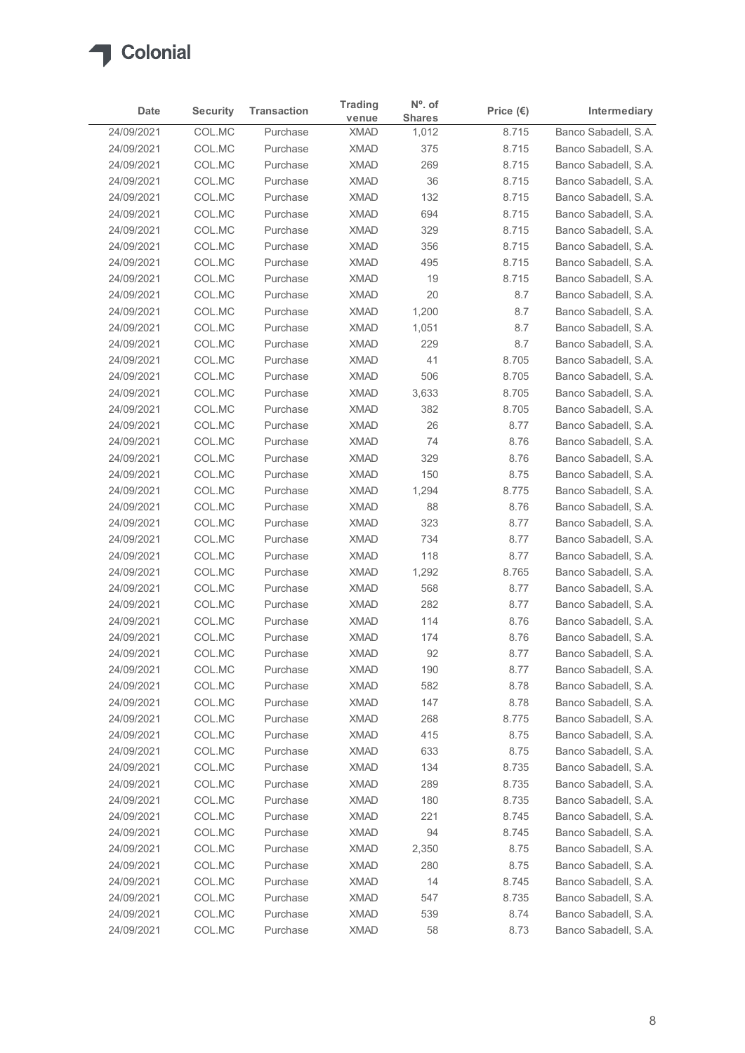| Date | Security | Transaction | Trading venue | Nº. of Shares | Price (€) | Intermediary |
|---|---|---|---|---|---|---|
| 24/09/2021 | COL.MC | Purchase | XMAD | 1,012 | 8.715 | Banco Sabadell, S.A. |
| 24/09/2021 | COL.MC | Purchase | XMAD | 375 | 8.715 | Banco Sabadell, S.A. |
| 24/09/2021 | COL.MC | Purchase | XMAD | 269 | 8.715 | Banco Sabadell, S.A. |
| 24/09/2021 | COL.MC | Purchase | XMAD | 36 | 8.715 | Banco Sabadell, S.A. |
| 24/09/2021 | COL.MC | Purchase | XMAD | 132 | 8.715 | Banco Sabadell, S.A. |
| 24/09/2021 | COL.MC | Purchase | XMAD | 694 | 8.715 | Banco Sabadell, S.A. |
| 24/09/2021 | COL.MC | Purchase | XMAD | 329 | 8.715 | Banco Sabadell, S.A. |
| 24/09/2021 | COL.MC | Purchase | XMAD | 356 | 8.715 | Banco Sabadell, S.A. |
| 24/09/2021 | COL.MC | Purchase | XMAD | 495 | 8.715 | Banco Sabadell, S.A. |
| 24/09/2021 | COL.MC | Purchase | XMAD | 19 | 8.715 | Banco Sabadell, S.A. |
| 24/09/2021 | COL.MC | Purchase | XMAD | 20 | 8.7 | Banco Sabadell, S.A. |
| 24/09/2021 | COL.MC | Purchase | XMAD | 1,200 | 8.7 | Banco Sabadell, S.A. |
| 24/09/2021 | COL.MC | Purchase | XMAD | 1,051 | 8.7 | Banco Sabadell, S.A. |
| 24/09/2021 | COL.MC | Purchase | XMAD | 229 | 8.7 | Banco Sabadell, S.A. |
| 24/09/2021 | COL.MC | Purchase | XMAD | 41 | 8.705 | Banco Sabadell, S.A. |
| 24/09/2021 | COL.MC | Purchase | XMAD | 506 | 8.705 | Banco Sabadell, S.A. |
| 24/09/2021 | COL.MC | Purchase | XMAD | 3,633 | 8.705 | Banco Sabadell, S.A. |
| 24/09/2021 | COL.MC | Purchase | XMAD | 382 | 8.705 | Banco Sabadell, S.A. |
| 24/09/2021 | COL.MC | Purchase | XMAD | 26 | 8.77 | Banco Sabadell, S.A. |
| 24/09/2021 | COL.MC | Purchase | XMAD | 74 | 8.76 | Banco Sabadell, S.A. |
| 24/09/2021 | COL.MC | Purchase | XMAD | 329 | 8.76 | Banco Sabadell, S.A. |
| 24/09/2021 | COL.MC | Purchase | XMAD | 150 | 8.75 | Banco Sabadell, S.A. |
| 24/09/2021 | COL.MC | Purchase | XMAD | 1,294 | 8.775 | Banco Sabadell, S.A. |
| 24/09/2021 | COL.MC | Purchase | XMAD | 88 | 8.76 | Banco Sabadell, S.A. |
| 24/09/2021 | COL.MC | Purchase | XMAD | 323 | 8.77 | Banco Sabadell, S.A. |
| 24/09/2021 | COL.MC | Purchase | XMAD | 734 | 8.77 | Banco Sabadell, S.A. |
| 24/09/2021 | COL.MC | Purchase | XMAD | 118 | 8.77 | Banco Sabadell, S.A. |
| 24/09/2021 | COL.MC | Purchase | XMAD | 1,292 | 8.765 | Banco Sabadell, S.A. |
| 24/09/2021 | COL.MC | Purchase | XMAD | 568 | 8.77 | Banco Sabadell, S.A. |
| 24/09/2021 | COL.MC | Purchase | XMAD | 282 | 8.77 | Banco Sabadell, S.A. |
| 24/09/2021 | COL.MC | Purchase | XMAD | 114 | 8.76 | Banco Sabadell, S.A. |
| 24/09/2021 | COL.MC | Purchase | XMAD | 174 | 8.76 | Banco Sabadell, S.A. |
| 24/09/2021 | COL.MC | Purchase | XMAD | 92 | 8.77 | Banco Sabadell, S.A. |
| 24/09/2021 | COL.MC | Purchase | XMAD | 190 | 8.77 | Banco Sabadell, S.A. |
| 24/09/2021 | COL.MC | Purchase | XMAD | 582 | 8.78 | Banco Sabadell, S.A. |
| 24/09/2021 | COL.MC | Purchase | XMAD | 147 | 8.78 | Banco Sabadell, S.A. |
| 24/09/2021 | COL.MC | Purchase | XMAD | 268 | 8.775 | Banco Sabadell, S.A. |
| 24/09/2021 | COL.MC | Purchase | XMAD | 415 | 8.75 | Banco Sabadell, S.A. |
| 24/09/2021 | COL.MC | Purchase | XMAD | 633 | 8.75 | Banco Sabadell, S.A. |
| 24/09/2021 | COL.MC | Purchase | XMAD | 134 | 8.735 | Banco Sabadell, S.A. |
| 24/09/2021 | COL.MC | Purchase | XMAD | 289 | 8.735 | Banco Sabadell, S.A. |
| 24/09/2021 | COL.MC | Purchase | XMAD | 180 | 8.735 | Banco Sabadell, S.A. |
| 24/09/2021 | COL.MC | Purchase | XMAD | 221 | 8.745 | Banco Sabadell, S.A. |
| 24/09/2021 | COL.MC | Purchase | XMAD | 94 | 8.745 | Banco Sabadell, S.A. |
| 24/09/2021 | COL.MC | Purchase | XMAD | 2,350 | 8.75 | Banco Sabadell, S.A. |
| 24/09/2021 | COL.MC | Purchase | XMAD | 280 | 8.75 | Banco Sabadell, S.A. |
| 24/09/2021 | COL.MC | Purchase | XMAD | 14 | 8.745 | Banco Sabadell, S.A. |
| 24/09/2021 | COL.MC | Purchase | XMAD | 547 | 8.735 | Banco Sabadell, S.A. |
| 24/09/2021 | COL.MC | Purchase | XMAD | 539 | 8.74 | Banco Sabadell, S.A. |
| 24/09/2021 | COL.MC | Purchase | XMAD | 58 | 8.73 | Banco Sabadell, S.A. |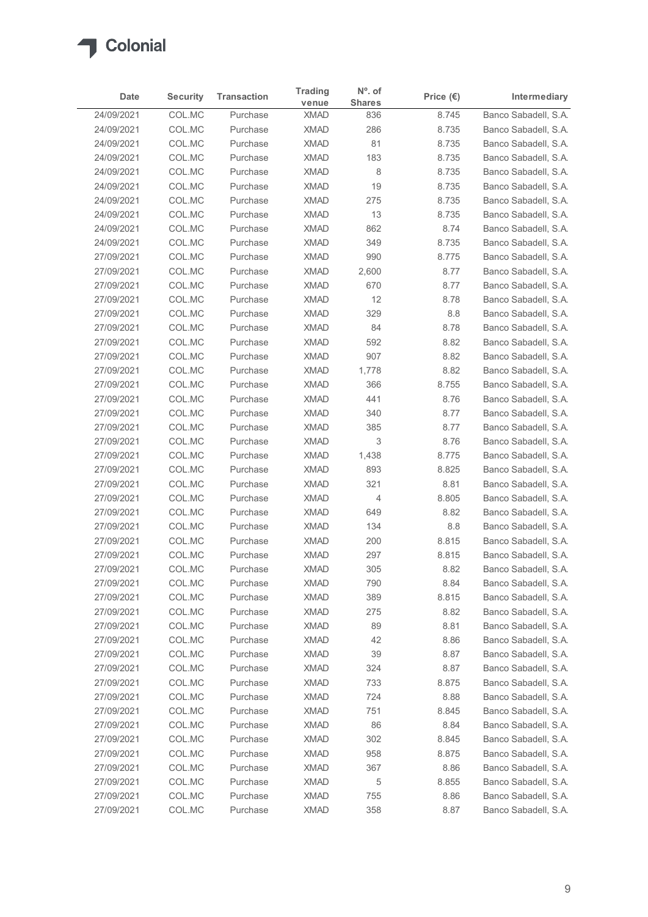| Date | Security | Transaction | Trading venue | Nº. of Shares | Price (€) | Intermediary |
|---|---|---|---|---|---|---|
| 24/09/2021 | COL.MC | Purchase | XMAD | 836 | 8.745 | Banco Sabadell, S.A. |
| 24/09/2021 | COL.MC | Purchase | XMAD | 286 | 8.735 | Banco Sabadell, S.A. |
| 24/09/2021 | COL.MC | Purchase | XMAD | 81 | 8.735 | Banco Sabadell, S.A. |
| 24/09/2021 | COL.MC | Purchase | XMAD | 183 | 8.735 | Banco Sabadell, S.A. |
| 24/09/2021 | COL.MC | Purchase | XMAD | 8 | 8.735 | Banco Sabadell, S.A. |
| 24/09/2021 | COL.MC | Purchase | XMAD | 19 | 8.735 | Banco Sabadell, S.A. |
| 24/09/2021 | COL.MC | Purchase | XMAD | 275 | 8.735 | Banco Sabadell, S.A. |
| 24/09/2021 | COL.MC | Purchase | XMAD | 13 | 8.735 | Banco Sabadell, S.A. |
| 24/09/2021 | COL.MC | Purchase | XMAD | 862 | 8.74 | Banco Sabadell, S.A. |
| 24/09/2021 | COL.MC | Purchase | XMAD | 349 | 8.735 | Banco Sabadell, S.A. |
| 27/09/2021 | COL.MC | Purchase | XMAD | 990 | 8.775 | Banco Sabadell, S.A. |
| 27/09/2021 | COL.MC | Purchase | XMAD | 2,600 | 8.77 | Banco Sabadell, S.A. |
| 27/09/2021 | COL.MC | Purchase | XMAD | 670 | 8.77 | Banco Sabadell, S.A. |
| 27/09/2021 | COL.MC | Purchase | XMAD | 12 | 8.78 | Banco Sabadell, S.A. |
| 27/09/2021 | COL.MC | Purchase | XMAD | 329 | 8.8 | Banco Sabadell, S.A. |
| 27/09/2021 | COL.MC | Purchase | XMAD | 84 | 8.78 | Banco Sabadell, S.A. |
| 27/09/2021 | COL.MC | Purchase | XMAD | 592 | 8.82 | Banco Sabadell, S.A. |
| 27/09/2021 | COL.MC | Purchase | XMAD | 907 | 8.82 | Banco Sabadell, S.A. |
| 27/09/2021 | COL.MC | Purchase | XMAD | 1,778 | 8.82 | Banco Sabadell, S.A. |
| 27/09/2021 | COL.MC | Purchase | XMAD | 366 | 8.755 | Banco Sabadell, S.A. |
| 27/09/2021 | COL.MC | Purchase | XMAD | 441 | 8.76 | Banco Sabadell, S.A. |
| 27/09/2021 | COL.MC | Purchase | XMAD | 340 | 8.77 | Banco Sabadell, S.A. |
| 27/09/2021 | COL.MC | Purchase | XMAD | 385 | 8.77 | Banco Sabadell, S.A. |
| 27/09/2021 | COL.MC | Purchase | XMAD | 3 | 8.76 | Banco Sabadell, S.A. |
| 27/09/2021 | COL.MC | Purchase | XMAD | 1,438 | 8.775 | Banco Sabadell, S.A. |
| 27/09/2021 | COL.MC | Purchase | XMAD | 893 | 8.825 | Banco Sabadell, S.A. |
| 27/09/2021 | COL.MC | Purchase | XMAD | 321 | 8.81 | Banco Sabadell, S.A. |
| 27/09/2021 | COL.MC | Purchase | XMAD | 4 | 8.805 | Banco Sabadell, S.A. |
| 27/09/2021 | COL.MC | Purchase | XMAD | 649 | 8.82 | Banco Sabadell, S.A. |
| 27/09/2021 | COL.MC | Purchase | XMAD | 134 | 8.8 | Banco Sabadell, S.A. |
| 27/09/2021 | COL.MC | Purchase | XMAD | 200 | 8.815 | Banco Sabadell, S.A. |
| 27/09/2021 | COL.MC | Purchase | XMAD | 297 | 8.815 | Banco Sabadell, S.A. |
| 27/09/2021 | COL.MC | Purchase | XMAD | 305 | 8.82 | Banco Sabadell, S.A. |
| 27/09/2021 | COL.MC | Purchase | XMAD | 790 | 8.84 | Banco Sabadell, S.A. |
| 27/09/2021 | COL.MC | Purchase | XMAD | 389 | 8.815 | Banco Sabadell, S.A. |
| 27/09/2021 | COL.MC | Purchase | XMAD | 275 | 8.82 | Banco Sabadell, S.A. |
| 27/09/2021 | COL.MC | Purchase | XMAD | 89 | 8.81 | Banco Sabadell, S.A. |
| 27/09/2021 | COL.MC | Purchase | XMAD | 42 | 8.86 | Banco Sabadell, S.A. |
| 27/09/2021 | COL.MC | Purchase | XMAD | 39 | 8.87 | Banco Sabadell, S.A. |
| 27/09/2021 | COL.MC | Purchase | XMAD | 324 | 8.87 | Banco Sabadell, S.A. |
| 27/09/2021 | COL.MC | Purchase | XMAD | 733 | 8.875 | Banco Sabadell, S.A. |
| 27/09/2021 | COL.MC | Purchase | XMAD | 724 | 8.88 | Banco Sabadell, S.A. |
| 27/09/2021 | COL.MC | Purchase | XMAD | 751 | 8.845 | Banco Sabadell, S.A. |
| 27/09/2021 | COL.MC | Purchase | XMAD | 86 | 8.84 | Banco Sabadell, S.A. |
| 27/09/2021 | COL.MC | Purchase | XMAD | 302 | 8.845 | Banco Sabadell, S.A. |
| 27/09/2021 | COL.MC | Purchase | XMAD | 958 | 8.875 | Banco Sabadell, S.A. |
| 27/09/2021 | COL.MC | Purchase | XMAD | 367 | 8.86 | Banco Sabadell, S.A. |
| 27/09/2021 | COL.MC | Purchase | XMAD | 5 | 8.855 | Banco Sabadell, S.A. |
| 27/09/2021 | COL.MC | Purchase | XMAD | 755 | 8.86 | Banco Sabadell, S.A. |
| 27/09/2021 | COL.MC | Purchase | XMAD | 358 | 8.87 | Banco Sabadell, S.A. |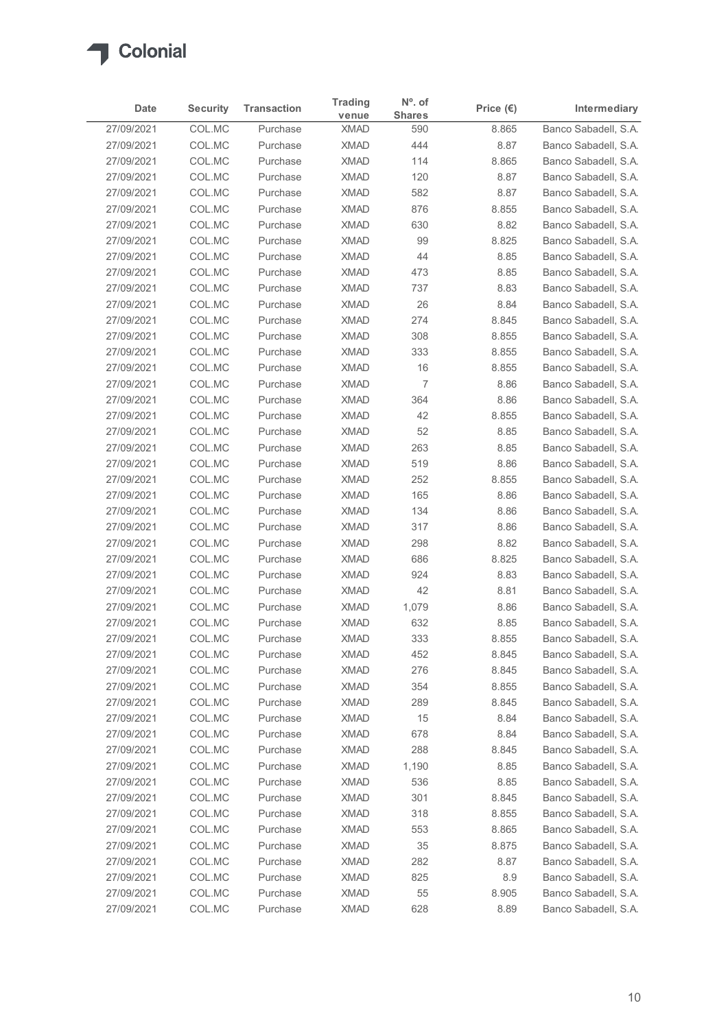Colonial

| Date | Security | Transaction | Trading venue | Nº. of Shares | Price (€) | Intermediary |
|---|---|---|---|---|---|---|
| 27/09/2021 | COL.MC | Purchase | XMAD | 590 | 8.865 | Banco Sabadell, S.A. |
| 27/09/2021 | COL.MC | Purchase | XMAD | 444 | 8.87 | Banco Sabadell, S.A. |
| 27/09/2021 | COL.MC | Purchase | XMAD | 114 | 8.865 | Banco Sabadell, S.A. |
| 27/09/2021 | COL.MC | Purchase | XMAD | 120 | 8.87 | Banco Sabadell, S.A. |
| 27/09/2021 | COL.MC | Purchase | XMAD | 582 | 8.87 | Banco Sabadell, S.A. |
| 27/09/2021 | COL.MC | Purchase | XMAD | 876 | 8.855 | Banco Sabadell, S.A. |
| 27/09/2021 | COL.MC | Purchase | XMAD | 630 | 8.82 | Banco Sabadell, S.A. |
| 27/09/2021 | COL.MC | Purchase | XMAD | 99 | 8.825 | Banco Sabadell, S.A. |
| 27/09/2021 | COL.MC | Purchase | XMAD | 44 | 8.85 | Banco Sabadell, S.A. |
| 27/09/2021 | COL.MC | Purchase | XMAD | 473 | 8.85 | Banco Sabadell, S.A. |
| 27/09/2021 | COL.MC | Purchase | XMAD | 737 | 8.83 | Banco Sabadell, S.A. |
| 27/09/2021 | COL.MC | Purchase | XMAD | 26 | 8.84 | Banco Sabadell, S.A. |
| 27/09/2021 | COL.MC | Purchase | XMAD | 274 | 8.845 | Banco Sabadell, S.A. |
| 27/09/2021 | COL.MC | Purchase | XMAD | 308 | 8.855 | Banco Sabadell, S.A. |
| 27/09/2021 | COL.MC | Purchase | XMAD | 333 | 8.855 | Banco Sabadell, S.A. |
| 27/09/2021 | COL.MC | Purchase | XMAD | 16 | 8.855 | Banco Sabadell, S.A. |
| 27/09/2021 | COL.MC | Purchase | XMAD | 7 | 8.86 | Banco Sabadell, S.A. |
| 27/09/2021 | COL.MC | Purchase | XMAD | 364 | 8.86 | Banco Sabadell, S.A. |
| 27/09/2021 | COL.MC | Purchase | XMAD | 42 | 8.855 | Banco Sabadell, S.A. |
| 27/09/2021 | COL.MC | Purchase | XMAD | 52 | 8.85 | Banco Sabadell, S.A. |
| 27/09/2021 | COL.MC | Purchase | XMAD | 263 | 8.85 | Banco Sabadell, S.A. |
| 27/09/2021 | COL.MC | Purchase | XMAD | 519 | 8.86 | Banco Sabadell, S.A. |
| 27/09/2021 | COL.MC | Purchase | XMAD | 252 | 8.855 | Banco Sabadell, S.A. |
| 27/09/2021 | COL.MC | Purchase | XMAD | 165 | 8.86 | Banco Sabadell, S.A. |
| 27/09/2021 | COL.MC | Purchase | XMAD | 134 | 8.86 | Banco Sabadell, S.A. |
| 27/09/2021 | COL.MC | Purchase | XMAD | 317 | 8.86 | Banco Sabadell, S.A. |
| 27/09/2021 | COL.MC | Purchase | XMAD | 298 | 8.82 | Banco Sabadell, S.A. |
| 27/09/2021 | COL.MC | Purchase | XMAD | 686 | 8.825 | Banco Sabadell, S.A. |
| 27/09/2021 | COL.MC | Purchase | XMAD | 924 | 8.83 | Banco Sabadell, S.A. |
| 27/09/2021 | COL.MC | Purchase | XMAD | 42 | 8.81 | Banco Sabadell, S.A. |
| 27/09/2021 | COL.MC | Purchase | XMAD | 1,079 | 8.86 | Banco Sabadell, S.A. |
| 27/09/2021 | COL.MC | Purchase | XMAD | 632 | 8.85 | Banco Sabadell, S.A. |
| 27/09/2021 | COL.MC | Purchase | XMAD | 333 | 8.855 | Banco Sabadell, S.A. |
| 27/09/2021 | COL.MC | Purchase | XMAD | 452 | 8.845 | Banco Sabadell, S.A. |
| 27/09/2021 | COL.MC | Purchase | XMAD | 276 | 8.845 | Banco Sabadell, S.A. |
| 27/09/2021 | COL.MC | Purchase | XMAD | 354 | 8.855 | Banco Sabadell, S.A. |
| 27/09/2021 | COL.MC | Purchase | XMAD | 289 | 8.845 | Banco Sabadell, S.A. |
| 27/09/2021 | COL.MC | Purchase | XMAD | 15 | 8.84 | Banco Sabadell, S.A. |
| 27/09/2021 | COL.MC | Purchase | XMAD | 678 | 8.84 | Banco Sabadell, S.A. |
| 27/09/2021 | COL.MC | Purchase | XMAD | 288 | 8.845 | Banco Sabadell, S.A. |
| 27/09/2021 | COL.MC | Purchase | XMAD | 1,190 | 8.85 | Banco Sabadell, S.A. |
| 27/09/2021 | COL.MC | Purchase | XMAD | 536 | 8.85 | Banco Sabadell, S.A. |
| 27/09/2021 | COL.MC | Purchase | XMAD | 301 | 8.845 | Banco Sabadell, S.A. |
| 27/09/2021 | COL.MC | Purchase | XMAD | 318 | 8.855 | Banco Sabadell, S.A. |
| 27/09/2021 | COL.MC | Purchase | XMAD | 553 | 8.865 | Banco Sabadell, S.A. |
| 27/09/2021 | COL.MC | Purchase | XMAD | 35 | 8.875 | Banco Sabadell, S.A. |
| 27/09/2021 | COL.MC | Purchase | XMAD | 282 | 8.87 | Banco Sabadell, S.A. |
| 27/09/2021 | COL.MC | Purchase | XMAD | 825 | 8.9 | Banco Sabadell, S.A. |
| 27/09/2021 | COL.MC | Purchase | XMAD | 55 | 8.905 | Banco Sabadell, S.A. |
| 27/09/2021 | COL.MC | Purchase | XMAD | 628 | 8.89 | Banco Sabadell, S.A. |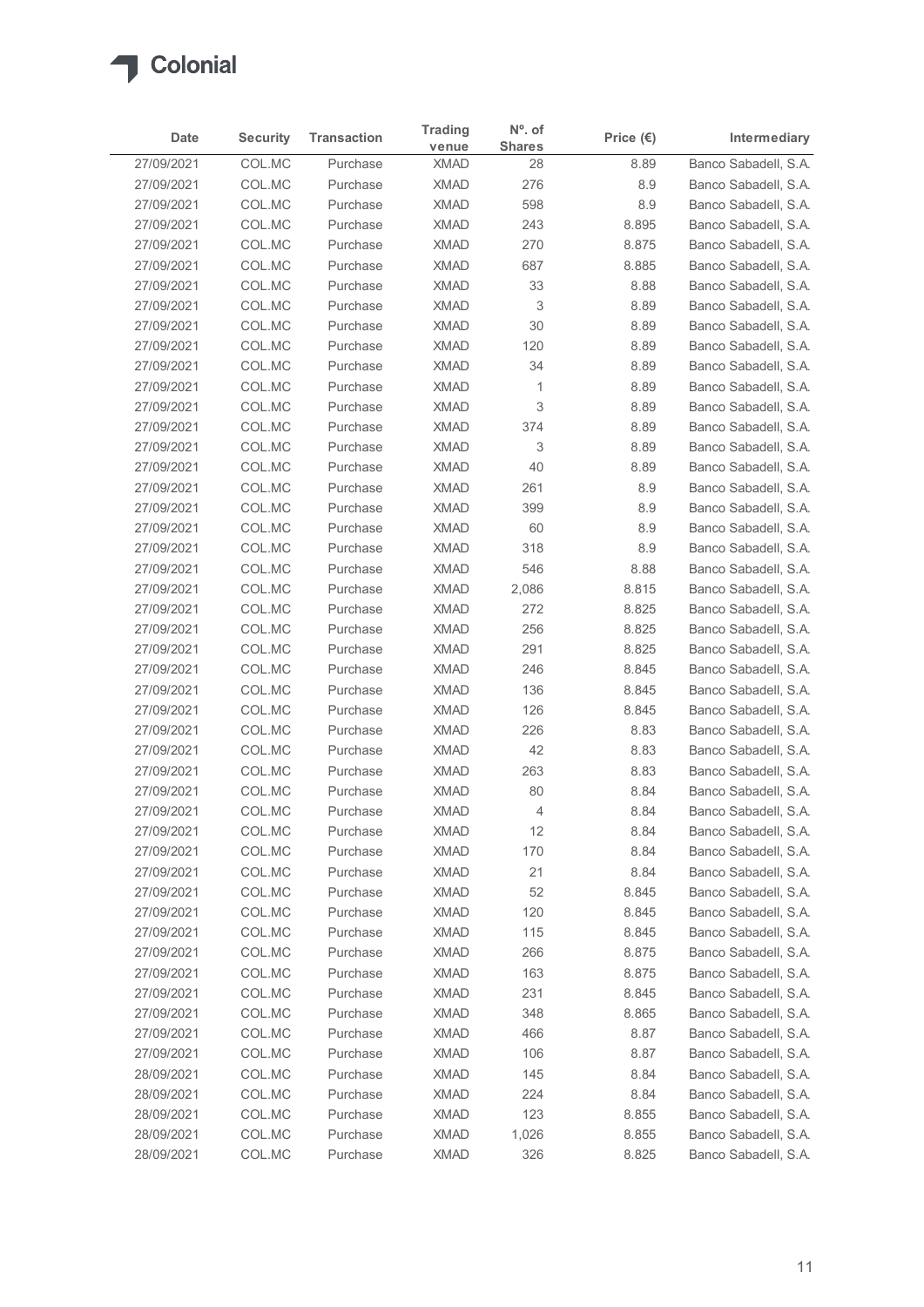Colonial

| Date | Security | Transaction | Trading venue | Nº. of Shares | Price (€) | Intermediary |
|---|---|---|---|---|---|---|
| 27/09/2021 | COL.MC | Purchase | XMAD | 28 | 8.89 | Banco Sabadell, S.A. |
| 27/09/2021 | COL.MC | Purchase | XMAD | 276 | 8.9 | Banco Sabadell, S.A. |
| 27/09/2021 | COL.MC | Purchase | XMAD | 598 | 8.9 | Banco Sabadell, S.A. |
| 27/09/2021 | COL.MC | Purchase | XMAD | 243 | 8.895 | Banco Sabadell, S.A. |
| 27/09/2021 | COL.MC | Purchase | XMAD | 270 | 8.875 | Banco Sabadell, S.A. |
| 27/09/2021 | COL.MC | Purchase | XMAD | 687 | 8.885 | Banco Sabadell, S.A. |
| 27/09/2021 | COL.MC | Purchase | XMAD | 33 | 8.88 | Banco Sabadell, S.A. |
| 27/09/2021 | COL.MC | Purchase | XMAD | 3 | 8.89 | Banco Sabadell, S.A. |
| 27/09/2021 | COL.MC | Purchase | XMAD | 30 | 8.89 | Banco Sabadell, S.A. |
| 27/09/2021 | COL.MC | Purchase | XMAD | 120 | 8.89 | Banco Sabadell, S.A. |
| 27/09/2021 | COL.MC | Purchase | XMAD | 34 | 8.89 | Banco Sabadell, S.A. |
| 27/09/2021 | COL.MC | Purchase | XMAD | 1 | 8.89 | Banco Sabadell, S.A. |
| 27/09/2021 | COL.MC | Purchase | XMAD | 3 | 8.89 | Banco Sabadell, S.A. |
| 27/09/2021 | COL.MC | Purchase | XMAD | 374 | 8.89 | Banco Sabadell, S.A. |
| 27/09/2021 | COL.MC | Purchase | XMAD | 3 | 8.89 | Banco Sabadell, S.A. |
| 27/09/2021 | COL.MC | Purchase | XMAD | 40 | 8.89 | Banco Sabadell, S.A. |
| 27/09/2021 | COL.MC | Purchase | XMAD | 261 | 8.9 | Banco Sabadell, S.A. |
| 27/09/2021 | COL.MC | Purchase | XMAD | 399 | 8.9 | Banco Sabadell, S.A. |
| 27/09/2021 | COL.MC | Purchase | XMAD | 60 | 8.9 | Banco Sabadell, S.A. |
| 27/09/2021 | COL.MC | Purchase | XMAD | 318 | 8.9 | Banco Sabadell, S.A. |
| 27/09/2021 | COL.MC | Purchase | XMAD | 546 | 8.88 | Banco Sabadell, S.A. |
| 27/09/2021 | COL.MC | Purchase | XMAD | 2,086 | 8.815 | Banco Sabadell, S.A. |
| 27/09/2021 | COL.MC | Purchase | XMAD | 272 | 8.825 | Banco Sabadell, S.A. |
| 27/09/2021 | COL.MC | Purchase | XMAD | 256 | 8.825 | Banco Sabadell, S.A. |
| 27/09/2021 | COL.MC | Purchase | XMAD | 291 | 8.825 | Banco Sabadell, S.A. |
| 27/09/2021 | COL.MC | Purchase | XMAD | 246 | 8.845 | Banco Sabadell, S.A. |
| 27/09/2021 | COL.MC | Purchase | XMAD | 136 | 8.845 | Banco Sabadell, S.A. |
| 27/09/2021 | COL.MC | Purchase | XMAD | 126 | 8.845 | Banco Sabadell, S.A. |
| 27/09/2021 | COL.MC | Purchase | XMAD | 226 | 8.83 | Banco Sabadell, S.A. |
| 27/09/2021 | COL.MC | Purchase | XMAD | 42 | 8.83 | Banco Sabadell, S.A. |
| 27/09/2021 | COL.MC | Purchase | XMAD | 263 | 8.83 | Banco Sabadell, S.A. |
| 27/09/2021 | COL.MC | Purchase | XMAD | 80 | 8.84 | Banco Sabadell, S.A. |
| 27/09/2021 | COL.MC | Purchase | XMAD | 4 | 8.84 | Banco Sabadell, S.A. |
| 27/09/2021 | COL.MC | Purchase | XMAD | 12 | 8.84 | Banco Sabadell, S.A. |
| 27/09/2021 | COL.MC | Purchase | XMAD | 170 | 8.84 | Banco Sabadell, S.A. |
| 27/09/2021 | COL.MC | Purchase | XMAD | 21 | 8.84 | Banco Sabadell, S.A. |
| 27/09/2021 | COL.MC | Purchase | XMAD | 52 | 8.845 | Banco Sabadell, S.A. |
| 27/09/2021 | COL.MC | Purchase | XMAD | 120 | 8.845 | Banco Sabadell, S.A. |
| 27/09/2021 | COL.MC | Purchase | XMAD | 115 | 8.845 | Banco Sabadell, S.A. |
| 27/09/2021 | COL.MC | Purchase | XMAD | 266 | 8.875 | Banco Sabadell, S.A. |
| 27/09/2021 | COL.MC | Purchase | XMAD | 163 | 8.875 | Banco Sabadell, S.A. |
| 27/09/2021 | COL.MC | Purchase | XMAD | 231 | 8.845 | Banco Sabadell, S.A. |
| 27/09/2021 | COL.MC | Purchase | XMAD | 348 | 8.865 | Banco Sabadell, S.A. |
| 27/09/2021 | COL.MC | Purchase | XMAD | 466 | 8.87 | Banco Sabadell, S.A. |
| 27/09/2021 | COL.MC | Purchase | XMAD | 106 | 8.87 | Banco Sabadell, S.A. |
| 28/09/2021 | COL.MC | Purchase | XMAD | 145 | 8.84 | Banco Sabadell, S.A. |
| 28/09/2021 | COL.MC | Purchase | XMAD | 224 | 8.84 | Banco Sabadell, S.A. |
| 28/09/2021 | COL.MC | Purchase | XMAD | 123 | 8.855 | Banco Sabadell, S.A. |
| 28/09/2021 | COL.MC | Purchase | XMAD | 1,026 | 8.855 | Banco Sabadell, S.A. |
| 28/09/2021 | COL.MC | Purchase | XMAD | 326 | 8.825 | Banco Sabadell, S.A. |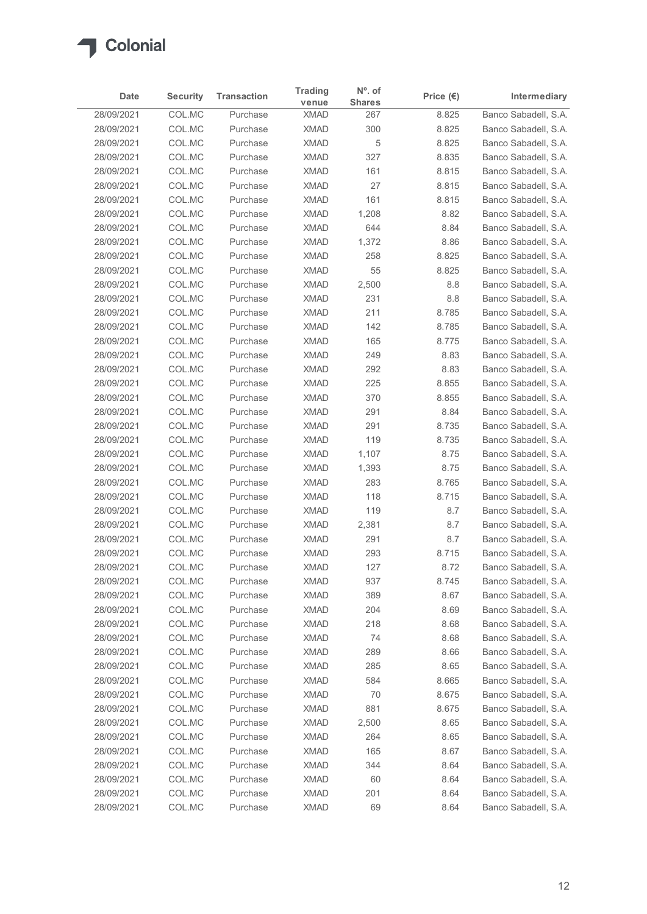Colonial

| Date | Security | Transaction | Trading venue | Nº. of Shares | Price (€) | Intermediary |
|---|---|---|---|---|---|---|
| 28/09/2021 | COL.MC | Purchase | XMAD | 267 | 8.825 | Banco Sabadell, S.A. |
| 28/09/2021 | COL.MC | Purchase | XMAD | 300 | 8.825 | Banco Sabadell, S.A. |
| 28/09/2021 | COL.MC | Purchase | XMAD | 5 | 8.825 | Banco Sabadell, S.A. |
| 28/09/2021 | COL.MC | Purchase | XMAD | 327 | 8.835 | Banco Sabadell, S.A. |
| 28/09/2021 | COL.MC | Purchase | XMAD | 161 | 8.815 | Banco Sabadell, S.A. |
| 28/09/2021 | COL.MC | Purchase | XMAD | 27 | 8.815 | Banco Sabadell, S.A. |
| 28/09/2021 | COL.MC | Purchase | XMAD | 161 | 8.815 | Banco Sabadell, S.A. |
| 28/09/2021 | COL.MC | Purchase | XMAD | 1,208 | 8.82 | Banco Sabadell, S.A. |
| 28/09/2021 | COL.MC | Purchase | XMAD | 644 | 8.84 | Banco Sabadell, S.A. |
| 28/09/2021 | COL.MC | Purchase | XMAD | 1,372 | 8.86 | Banco Sabadell, S.A. |
| 28/09/2021 | COL.MC | Purchase | XMAD | 258 | 8.825 | Banco Sabadell, S.A. |
| 28/09/2021 | COL.MC | Purchase | XMAD | 55 | 8.825 | Banco Sabadell, S.A. |
| 28/09/2021 | COL.MC | Purchase | XMAD | 2,500 | 8.8 | Banco Sabadell, S.A. |
| 28/09/2021 | COL.MC | Purchase | XMAD | 231 | 8.8 | Banco Sabadell, S.A. |
| 28/09/2021 | COL.MC | Purchase | XMAD | 211 | 8.785 | Banco Sabadell, S.A. |
| 28/09/2021 | COL.MC | Purchase | XMAD | 142 | 8.785 | Banco Sabadell, S.A. |
| 28/09/2021 | COL.MC | Purchase | XMAD | 165 | 8.775 | Banco Sabadell, S.A. |
| 28/09/2021 | COL.MC | Purchase | XMAD | 249 | 8.83 | Banco Sabadell, S.A. |
| 28/09/2021 | COL.MC | Purchase | XMAD | 292 | 8.83 | Banco Sabadell, S.A. |
| 28/09/2021 | COL.MC | Purchase | XMAD | 225 | 8.855 | Banco Sabadell, S.A. |
| 28/09/2021 | COL.MC | Purchase | XMAD | 370 | 8.855 | Banco Sabadell, S.A. |
| 28/09/2021 | COL.MC | Purchase | XMAD | 291 | 8.84 | Banco Sabadell, S.A. |
| 28/09/2021 | COL.MC | Purchase | XMAD | 291 | 8.735 | Banco Sabadell, S.A. |
| 28/09/2021 | COL.MC | Purchase | XMAD | 119 | 8.735 | Banco Sabadell, S.A. |
| 28/09/2021 | COL.MC | Purchase | XMAD | 1,107 | 8.75 | Banco Sabadell, S.A. |
| 28/09/2021 | COL.MC | Purchase | XMAD | 1,393 | 8.75 | Banco Sabadell, S.A. |
| 28/09/2021 | COL.MC | Purchase | XMAD | 283 | 8.765 | Banco Sabadell, S.A. |
| 28/09/2021 | COL.MC | Purchase | XMAD | 118 | 8.715 | Banco Sabadell, S.A. |
| 28/09/2021 | COL.MC | Purchase | XMAD | 119 | 8.7 | Banco Sabadell, S.A. |
| 28/09/2021 | COL.MC | Purchase | XMAD | 2,381 | 8.7 | Banco Sabadell, S.A. |
| 28/09/2021 | COL.MC | Purchase | XMAD | 291 | 8.7 | Banco Sabadell, S.A. |
| 28/09/2021 | COL.MC | Purchase | XMAD | 293 | 8.715 | Banco Sabadell, S.A. |
| 28/09/2021 | COL.MC | Purchase | XMAD | 127 | 8.72 | Banco Sabadell, S.A. |
| 28/09/2021 | COL.MC | Purchase | XMAD | 937 | 8.745 | Banco Sabadell, S.A. |
| 28/09/2021 | COL.MC | Purchase | XMAD | 389 | 8.67 | Banco Sabadell, S.A. |
| 28/09/2021 | COL.MC | Purchase | XMAD | 204 | 8.69 | Banco Sabadell, S.A. |
| 28/09/2021 | COL.MC | Purchase | XMAD | 218 | 8.68 | Banco Sabadell, S.A. |
| 28/09/2021 | COL.MC | Purchase | XMAD | 74 | 8.68 | Banco Sabadell, S.A. |
| 28/09/2021 | COL.MC | Purchase | XMAD | 289 | 8.66 | Banco Sabadell, S.A. |
| 28/09/2021 | COL.MC | Purchase | XMAD | 285 | 8.65 | Banco Sabadell, S.A. |
| 28/09/2021 | COL.MC | Purchase | XMAD | 584 | 8.665 | Banco Sabadell, S.A. |
| 28/09/2021 | COL.MC | Purchase | XMAD | 70 | 8.675 | Banco Sabadell, S.A. |
| 28/09/2021 | COL.MC | Purchase | XMAD | 881 | 8.675 | Banco Sabadell, S.A. |
| 28/09/2021 | COL.MC | Purchase | XMAD | 2,500 | 8.65 | Banco Sabadell, S.A. |
| 28/09/2021 | COL.MC | Purchase | XMAD | 264 | 8.65 | Banco Sabadell, S.A. |
| 28/09/2021 | COL.MC | Purchase | XMAD | 165 | 8.67 | Banco Sabadell, S.A. |
| 28/09/2021 | COL.MC | Purchase | XMAD | 344 | 8.64 | Banco Sabadell, S.A. |
| 28/09/2021 | COL.MC | Purchase | XMAD | 60 | 8.64 | Banco Sabadell, S.A. |
| 28/09/2021 | COL.MC | Purchase | XMAD | 201 | 8.64 | Banco Sabadell, S.A. |
| 28/09/2021 | COL.MC | Purchase | XMAD | 69 | 8.64 | Banco Sabadell, S.A. |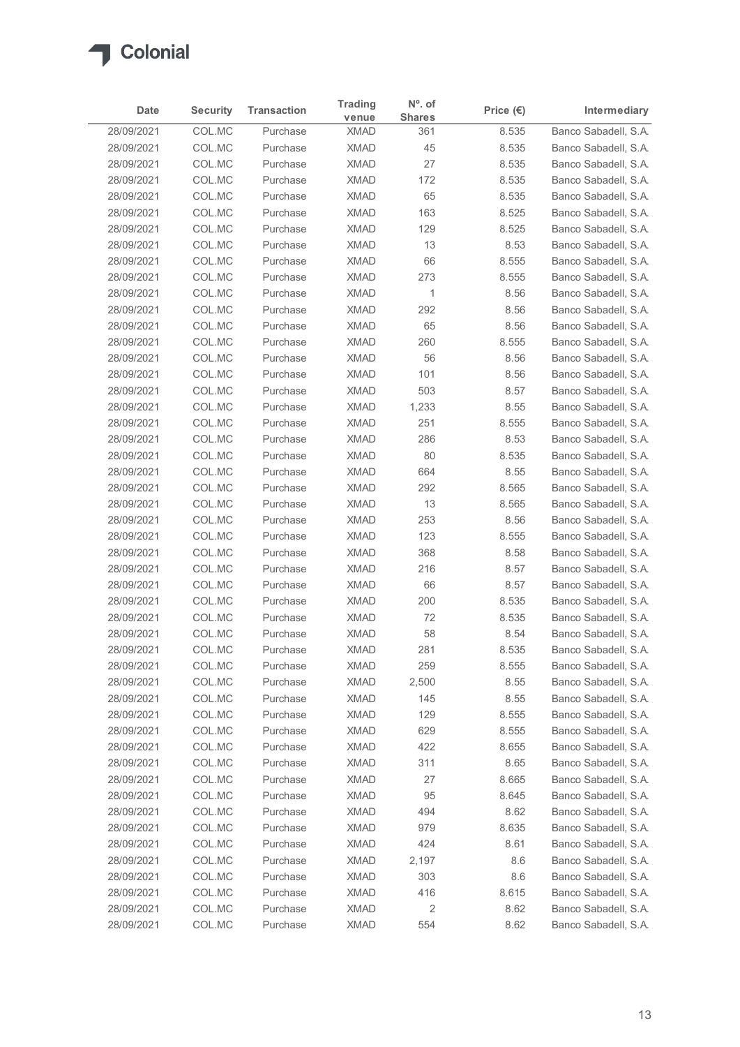Colonial

| Date | Security | Transaction | Trading venue | Nº. of Shares | Price (€) | Intermediary |
|---|---|---|---|---|---|---|
| 28/09/2021 | COL.MC | Purchase | XMAD | 361 | 8.535 | Banco Sabadell, S.A. |
| 28/09/2021 | COL.MC | Purchase | XMAD | 45 | 8.535 | Banco Sabadell, S.A. |
| 28/09/2021 | COL.MC | Purchase | XMAD | 27 | 8.535 | Banco Sabadell, S.A. |
| 28/09/2021 | COL.MC | Purchase | XMAD | 172 | 8.535 | Banco Sabadell, S.A. |
| 28/09/2021 | COL.MC | Purchase | XMAD | 65 | 8.535 | Banco Sabadell, S.A. |
| 28/09/2021 | COL.MC | Purchase | XMAD | 163 | 8.525 | Banco Sabadell, S.A. |
| 28/09/2021 | COL.MC | Purchase | XMAD | 129 | 8.525 | Banco Sabadell, S.A. |
| 28/09/2021 | COL.MC | Purchase | XMAD | 13 | 8.53 | Banco Sabadell, S.A. |
| 28/09/2021 | COL.MC | Purchase | XMAD | 66 | 8.555 | Banco Sabadell, S.A. |
| 28/09/2021 | COL.MC | Purchase | XMAD | 273 | 8.555 | Banco Sabadell, S.A. |
| 28/09/2021 | COL.MC | Purchase | XMAD | 1 | 8.56 | Banco Sabadell, S.A. |
| 28/09/2021 | COL.MC | Purchase | XMAD | 292 | 8.56 | Banco Sabadell, S.A. |
| 28/09/2021 | COL.MC | Purchase | XMAD | 65 | 8.56 | Banco Sabadell, S.A. |
| 28/09/2021 | COL.MC | Purchase | XMAD | 260 | 8.555 | Banco Sabadell, S.A. |
| 28/09/2021 | COL.MC | Purchase | XMAD | 56 | 8.56 | Banco Sabadell, S.A. |
| 28/09/2021 | COL.MC | Purchase | XMAD | 101 | 8.56 | Banco Sabadell, S.A. |
| 28/09/2021 | COL.MC | Purchase | XMAD | 503 | 8.57 | Banco Sabadell, S.A. |
| 28/09/2021 | COL.MC | Purchase | XMAD | 1,233 | 8.55 | Banco Sabadell, S.A. |
| 28/09/2021 | COL.MC | Purchase | XMAD | 251 | 8.555 | Banco Sabadell, S.A. |
| 28/09/2021 | COL.MC | Purchase | XMAD | 286 | 8.53 | Banco Sabadell, S.A. |
| 28/09/2021 | COL.MC | Purchase | XMAD | 80 | 8.535 | Banco Sabadell, S.A. |
| 28/09/2021 | COL.MC | Purchase | XMAD | 664 | 8.55 | Banco Sabadell, S.A. |
| 28/09/2021 | COL.MC | Purchase | XMAD | 292 | 8.565 | Banco Sabadell, S.A. |
| 28/09/2021 | COL.MC | Purchase | XMAD | 13 | 8.565 | Banco Sabadell, S.A. |
| 28/09/2021 | COL.MC | Purchase | XMAD | 253 | 8.56 | Banco Sabadell, S.A. |
| 28/09/2021 | COL.MC | Purchase | XMAD | 123 | 8.555 | Banco Sabadell, S.A. |
| 28/09/2021 | COL.MC | Purchase | XMAD | 368 | 8.58 | Banco Sabadell, S.A. |
| 28/09/2021 | COL.MC | Purchase | XMAD | 216 | 8.57 | Banco Sabadell, S.A. |
| 28/09/2021 | COL.MC | Purchase | XMAD | 66 | 8.57 | Banco Sabadell, S.A. |
| 28/09/2021 | COL.MC | Purchase | XMAD | 200 | 8.535 | Banco Sabadell, S.A. |
| 28/09/2021 | COL.MC | Purchase | XMAD | 72 | 8.535 | Banco Sabadell, S.A. |
| 28/09/2021 | COL.MC | Purchase | XMAD | 58 | 8.54 | Banco Sabadell, S.A. |
| 28/09/2021 | COL.MC | Purchase | XMAD | 281 | 8.535 | Banco Sabadell, S.A. |
| 28/09/2021 | COL.MC | Purchase | XMAD | 259 | 8.555 | Banco Sabadell, S.A. |
| 28/09/2021 | COL.MC | Purchase | XMAD | 2,500 | 8.55 | Banco Sabadell, S.A. |
| 28/09/2021 | COL.MC | Purchase | XMAD | 145 | 8.55 | Banco Sabadell, S.A. |
| 28/09/2021 | COL.MC | Purchase | XMAD | 129 | 8.555 | Banco Sabadell, S.A. |
| 28/09/2021 | COL.MC | Purchase | XMAD | 629 | 8.555 | Banco Sabadell, S.A. |
| 28/09/2021 | COL.MC | Purchase | XMAD | 422 | 8.655 | Banco Sabadell, S.A. |
| 28/09/2021 | COL.MC | Purchase | XMAD | 311 | 8.65 | Banco Sabadell, S.A. |
| 28/09/2021 | COL.MC | Purchase | XMAD | 27 | 8.665 | Banco Sabadell, S.A. |
| 28/09/2021 | COL.MC | Purchase | XMAD | 95 | 8.645 | Banco Sabadell, S.A. |
| 28/09/2021 | COL.MC | Purchase | XMAD | 494 | 8.62 | Banco Sabadell, S.A. |
| 28/09/2021 | COL.MC | Purchase | XMAD | 979 | 8.635 | Banco Sabadell, S.A. |
| 28/09/2021 | COL.MC | Purchase | XMAD | 424 | 8.61 | Banco Sabadell, S.A. |
| 28/09/2021 | COL.MC | Purchase | XMAD | 2,197 | 8.6 | Banco Sabadell, S.A. |
| 28/09/2021 | COL.MC | Purchase | XMAD | 303 | 8.6 | Banco Sabadell, S.A. |
| 28/09/2021 | COL.MC | Purchase | XMAD | 416 | 8.615 | Banco Sabadell, S.A. |
| 28/09/2021 | COL.MC | Purchase | XMAD | 2 | 8.62 | Banco Sabadell, S.A. |
| 28/09/2021 | COL.MC | Purchase | XMAD | 554 | 8.62 | Banco Sabadell, S.A. |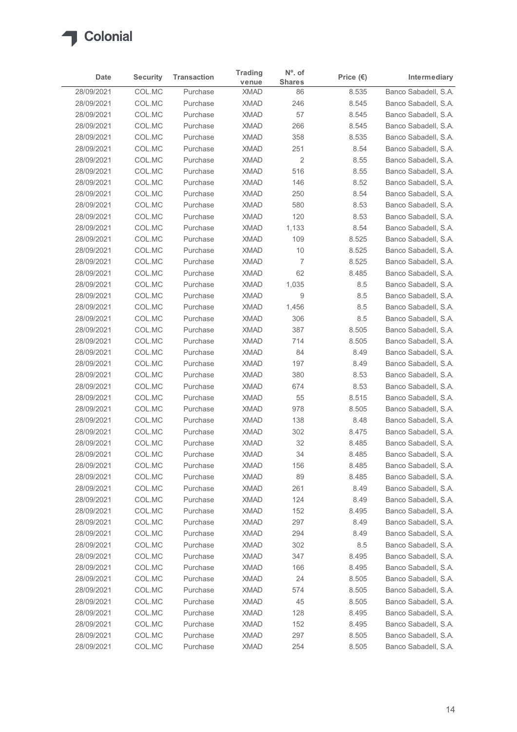| Date | Security | Transaction | Trading venue | Nº. of Shares | Price (€) | Intermediary |
|---|---|---|---|---|---|---|
| 28/09/2021 | COL.MC | Purchase | XMAD | 86 | 8.535 | Banco Sabadell, S.A. |
| 28/09/2021 | COL.MC | Purchase | XMAD | 246 | 8.545 | Banco Sabadell, S.A. |
| 28/09/2021 | COL.MC | Purchase | XMAD | 57 | 8.545 | Banco Sabadell, S.A. |
| 28/09/2021 | COL.MC | Purchase | XMAD | 266 | 8.545 | Banco Sabadell, S.A. |
| 28/09/2021 | COL.MC | Purchase | XMAD | 358 | 8.535 | Banco Sabadell, S.A. |
| 28/09/2021 | COL.MC | Purchase | XMAD | 251 | 8.54 | Banco Sabadell, S.A. |
| 28/09/2021 | COL.MC | Purchase | XMAD | 2 | 8.55 | Banco Sabadell, S.A. |
| 28/09/2021 | COL.MC | Purchase | XMAD | 516 | 8.55 | Banco Sabadell, S.A. |
| 28/09/2021 | COL.MC | Purchase | XMAD | 146 | 8.52 | Banco Sabadell, S.A. |
| 28/09/2021 | COL.MC | Purchase | XMAD | 250 | 8.54 | Banco Sabadell, S.A. |
| 28/09/2021 | COL.MC | Purchase | XMAD | 580 | 8.53 | Banco Sabadell, S.A. |
| 28/09/2021 | COL.MC | Purchase | XMAD | 120 | 8.53 | Banco Sabadell, S.A. |
| 28/09/2021 | COL.MC | Purchase | XMAD | 1,133 | 8.54 | Banco Sabadell, S.A. |
| 28/09/2021 | COL.MC | Purchase | XMAD | 109 | 8.525 | Banco Sabadell, S.A. |
| 28/09/2021 | COL.MC | Purchase | XMAD | 10 | 8.525 | Banco Sabadell, S.A. |
| 28/09/2021 | COL.MC | Purchase | XMAD | 7 | 8.525 | Banco Sabadell, S.A. |
| 28/09/2021 | COL.MC | Purchase | XMAD | 62 | 8.485 | Banco Sabadell, S.A. |
| 28/09/2021 | COL.MC | Purchase | XMAD | 1,035 | 8.5 | Banco Sabadell, S.A. |
| 28/09/2021 | COL.MC | Purchase | XMAD | 9 | 8.5 | Banco Sabadell, S.A. |
| 28/09/2021 | COL.MC | Purchase | XMAD | 1,456 | 8.5 | Banco Sabadell, S.A. |
| 28/09/2021 | COL.MC | Purchase | XMAD | 306 | 8.5 | Banco Sabadell, S.A. |
| 28/09/2021 | COL.MC | Purchase | XMAD | 387 | 8.505 | Banco Sabadell, S.A. |
| 28/09/2021 | COL.MC | Purchase | XMAD | 714 | 8.505 | Banco Sabadell, S.A. |
| 28/09/2021 | COL.MC | Purchase | XMAD | 84 | 8.49 | Banco Sabadell, S.A. |
| 28/09/2021 | COL.MC | Purchase | XMAD | 197 | 8.49 | Banco Sabadell, S.A. |
| 28/09/2021 | COL.MC | Purchase | XMAD | 380 | 8.53 | Banco Sabadell, S.A. |
| 28/09/2021 | COL.MC | Purchase | XMAD | 674 | 8.53 | Banco Sabadell, S.A. |
| 28/09/2021 | COL.MC | Purchase | XMAD | 55 | 8.515 | Banco Sabadell, S.A. |
| 28/09/2021 | COL.MC | Purchase | XMAD | 978 | 8.505 | Banco Sabadell, S.A. |
| 28/09/2021 | COL.MC | Purchase | XMAD | 138 | 8.48 | Banco Sabadell, S.A. |
| 28/09/2021 | COL.MC | Purchase | XMAD | 302 | 8.475 | Banco Sabadell, S.A. |
| 28/09/2021 | COL.MC | Purchase | XMAD | 32 | 8.485 | Banco Sabadell, S.A. |
| 28/09/2021 | COL.MC | Purchase | XMAD | 34 | 8.485 | Banco Sabadell, S.A. |
| 28/09/2021 | COL.MC | Purchase | XMAD | 156 | 8.485 | Banco Sabadell, S.A. |
| 28/09/2021 | COL.MC | Purchase | XMAD | 89 | 8.485 | Banco Sabadell, S.A. |
| 28/09/2021 | COL.MC | Purchase | XMAD | 261 | 8.49 | Banco Sabadell, S.A. |
| 28/09/2021 | COL.MC | Purchase | XMAD | 124 | 8.49 | Banco Sabadell, S.A. |
| 28/09/2021 | COL.MC | Purchase | XMAD | 152 | 8.495 | Banco Sabadell, S.A. |
| 28/09/2021 | COL.MC | Purchase | XMAD | 297 | 8.49 | Banco Sabadell, S.A. |
| 28/09/2021 | COL.MC | Purchase | XMAD | 294 | 8.49 | Banco Sabadell, S.A. |
| 28/09/2021 | COL.MC | Purchase | XMAD | 302 | 8.5 | Banco Sabadell, S.A. |
| 28/09/2021 | COL.MC | Purchase | XMAD | 347 | 8.495 | Banco Sabadell, S.A. |
| 28/09/2021 | COL.MC | Purchase | XMAD | 166 | 8.495 | Banco Sabadell, S.A. |
| 28/09/2021 | COL.MC | Purchase | XMAD | 24 | 8.505 | Banco Sabadell, S.A. |
| 28/09/2021 | COL.MC | Purchase | XMAD | 574 | 8.505 | Banco Sabadell, S.A. |
| 28/09/2021 | COL.MC | Purchase | XMAD | 45 | 8.505 | Banco Sabadell, S.A. |
| 28/09/2021 | COL.MC | Purchase | XMAD | 128 | 8.495 | Banco Sabadell, S.A. |
| 28/09/2021 | COL.MC | Purchase | XMAD | 152 | 8.495 | Banco Sabadell, S.A. |
| 28/09/2021 | COL.MC | Purchase | XMAD | 297 | 8.505 | Banco Sabadell, S.A. |
| 28/09/2021 | COL.MC | Purchase | XMAD | 254 | 8.505 | Banco Sabadell, S.A. |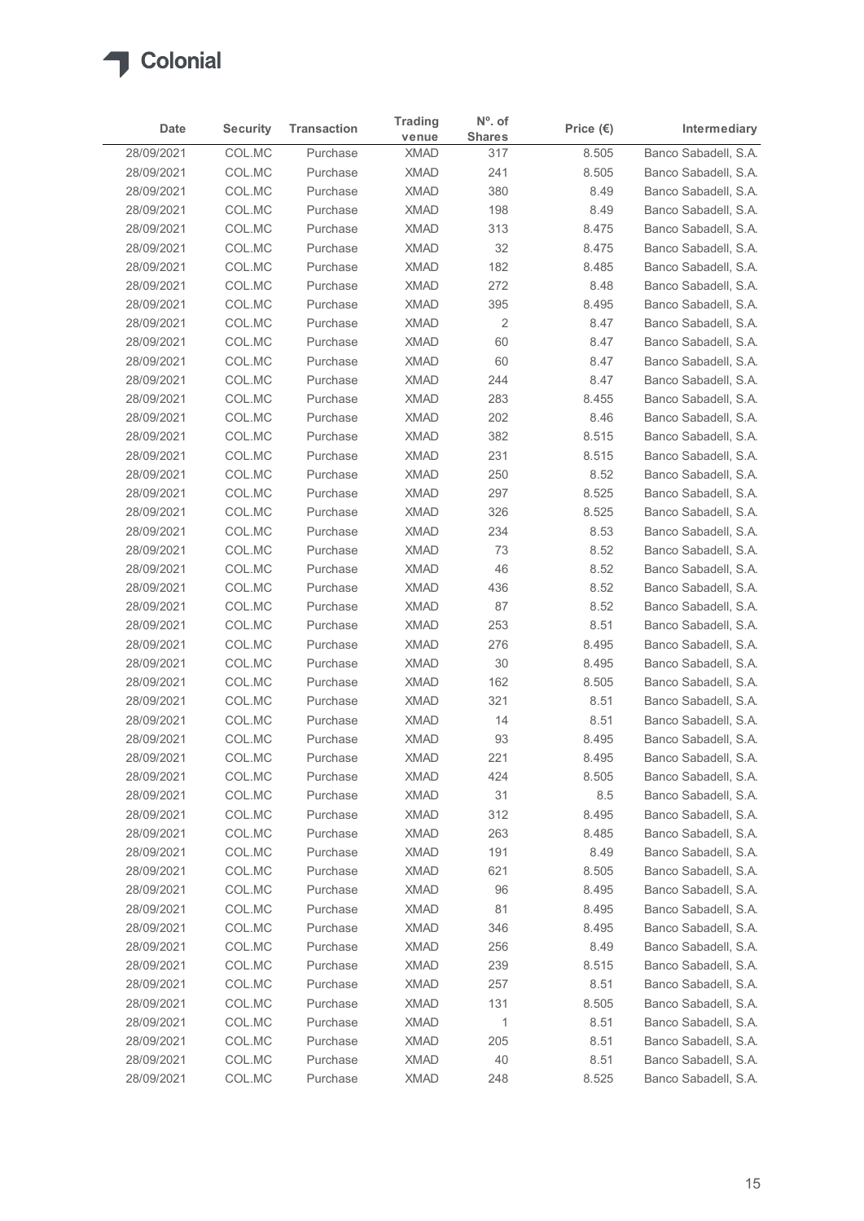Colonial

| Date | Security | Transaction | Trading venue | Nº. of Shares | Price (€) | Intermediary |
|---|---|---|---|---|---|---|
| 28/09/2021 | COL.MC | Purchase | XMAD | 317 | 8.505 | Banco Sabadell, S.A. |
| 28/09/2021 | COL.MC | Purchase | XMAD | 241 | 8.505 | Banco Sabadell, S.A. |
| 28/09/2021 | COL.MC | Purchase | XMAD | 380 | 8.49 | Banco Sabadell, S.A. |
| 28/09/2021 | COL.MC | Purchase | XMAD | 198 | 8.49 | Banco Sabadell, S.A. |
| 28/09/2021 | COL.MC | Purchase | XMAD | 313 | 8.475 | Banco Sabadell, S.A. |
| 28/09/2021 | COL.MC | Purchase | XMAD | 32 | 8.475 | Banco Sabadell, S.A. |
| 28/09/2021 | COL.MC | Purchase | XMAD | 182 | 8.485 | Banco Sabadell, S.A. |
| 28/09/2021 | COL.MC | Purchase | XMAD | 272 | 8.48 | Banco Sabadell, S.A. |
| 28/09/2021 | COL.MC | Purchase | XMAD | 395 | 8.495 | Banco Sabadell, S.A. |
| 28/09/2021 | COL.MC | Purchase | XMAD | 2 | 8.47 | Banco Sabadell, S.A. |
| 28/09/2021 | COL.MC | Purchase | XMAD | 60 | 8.47 | Banco Sabadell, S.A. |
| 28/09/2021 | COL.MC | Purchase | XMAD | 60 | 8.47 | Banco Sabadell, S.A. |
| 28/09/2021 | COL.MC | Purchase | XMAD | 244 | 8.47 | Banco Sabadell, S.A. |
| 28/09/2021 | COL.MC | Purchase | XMAD | 283 | 8.455 | Banco Sabadell, S.A. |
| 28/09/2021 | COL.MC | Purchase | XMAD | 202 | 8.46 | Banco Sabadell, S.A. |
| 28/09/2021 | COL.MC | Purchase | XMAD | 382 | 8.515 | Banco Sabadell, S.A. |
| 28/09/2021 | COL.MC | Purchase | XMAD | 231 | 8.515 | Banco Sabadell, S.A. |
| 28/09/2021 | COL.MC | Purchase | XMAD | 250 | 8.52 | Banco Sabadell, S.A. |
| 28/09/2021 | COL.MC | Purchase | XMAD | 297 | 8.525 | Banco Sabadell, S.A. |
| 28/09/2021 | COL.MC | Purchase | XMAD | 326 | 8.525 | Banco Sabadell, S.A. |
| 28/09/2021 | COL.MC | Purchase | XMAD | 234 | 8.53 | Banco Sabadell, S.A. |
| 28/09/2021 | COL.MC | Purchase | XMAD | 73 | 8.52 | Banco Sabadell, S.A. |
| 28/09/2021 | COL.MC | Purchase | XMAD | 46 | 8.52 | Banco Sabadell, S.A. |
| 28/09/2021 | COL.MC | Purchase | XMAD | 436 | 8.52 | Banco Sabadell, S.A. |
| 28/09/2021 | COL.MC | Purchase | XMAD | 87 | 8.52 | Banco Sabadell, S.A. |
| 28/09/2021 | COL.MC | Purchase | XMAD | 253 | 8.51 | Banco Sabadell, S.A. |
| 28/09/2021 | COL.MC | Purchase | XMAD | 276 | 8.495 | Banco Sabadell, S.A. |
| 28/09/2021 | COL.MC | Purchase | XMAD | 30 | 8.495 | Banco Sabadell, S.A. |
| 28/09/2021 | COL.MC | Purchase | XMAD | 162 | 8.505 | Banco Sabadell, S.A. |
| 28/09/2021 | COL.MC | Purchase | XMAD | 321 | 8.51 | Banco Sabadell, S.A. |
| 28/09/2021 | COL.MC | Purchase | XMAD | 14 | 8.51 | Banco Sabadell, S.A. |
| 28/09/2021 | COL.MC | Purchase | XMAD | 93 | 8.495 | Banco Sabadell, S.A. |
| 28/09/2021 | COL.MC | Purchase | XMAD | 221 | 8.495 | Banco Sabadell, S.A. |
| 28/09/2021 | COL.MC | Purchase | XMAD | 424 | 8.505 | Banco Sabadell, S.A. |
| 28/09/2021 | COL.MC | Purchase | XMAD | 31 | 8.5 | Banco Sabadell, S.A. |
| 28/09/2021 | COL.MC | Purchase | XMAD | 312 | 8.495 | Banco Sabadell, S.A. |
| 28/09/2021 | COL.MC | Purchase | XMAD | 263 | 8.485 | Banco Sabadell, S.A. |
| 28/09/2021 | COL.MC | Purchase | XMAD | 191 | 8.49 | Banco Sabadell, S.A. |
| 28/09/2021 | COL.MC | Purchase | XMAD | 621 | 8.505 | Banco Sabadell, S.A. |
| 28/09/2021 | COL.MC | Purchase | XMAD | 96 | 8.495 | Banco Sabadell, S.A. |
| 28/09/2021 | COL.MC | Purchase | XMAD | 81 | 8.495 | Banco Sabadell, S.A. |
| 28/09/2021 | COL.MC | Purchase | XMAD | 346 | 8.495 | Banco Sabadell, S.A. |
| 28/09/2021 | COL.MC | Purchase | XMAD | 256 | 8.49 | Banco Sabadell, S.A. |
| 28/09/2021 | COL.MC | Purchase | XMAD | 239 | 8.515 | Banco Sabadell, S.A. |
| 28/09/2021 | COL.MC | Purchase | XMAD | 257 | 8.51 | Banco Sabadell, S.A. |
| 28/09/2021 | COL.MC | Purchase | XMAD | 131 | 8.505 | Banco Sabadell, S.A. |
| 28/09/2021 | COL.MC | Purchase | XMAD | 1 | 8.51 | Banco Sabadell, S.A. |
| 28/09/2021 | COL.MC | Purchase | XMAD | 205 | 8.51 | Banco Sabadell, S.A. |
| 28/09/2021 | COL.MC | Purchase | XMAD | 40 | 8.51 | Banco Sabadell, S.A. |
| 28/09/2021 | COL.MC | Purchase | XMAD | 248 | 8.525 | Banco Sabadell, S.A. |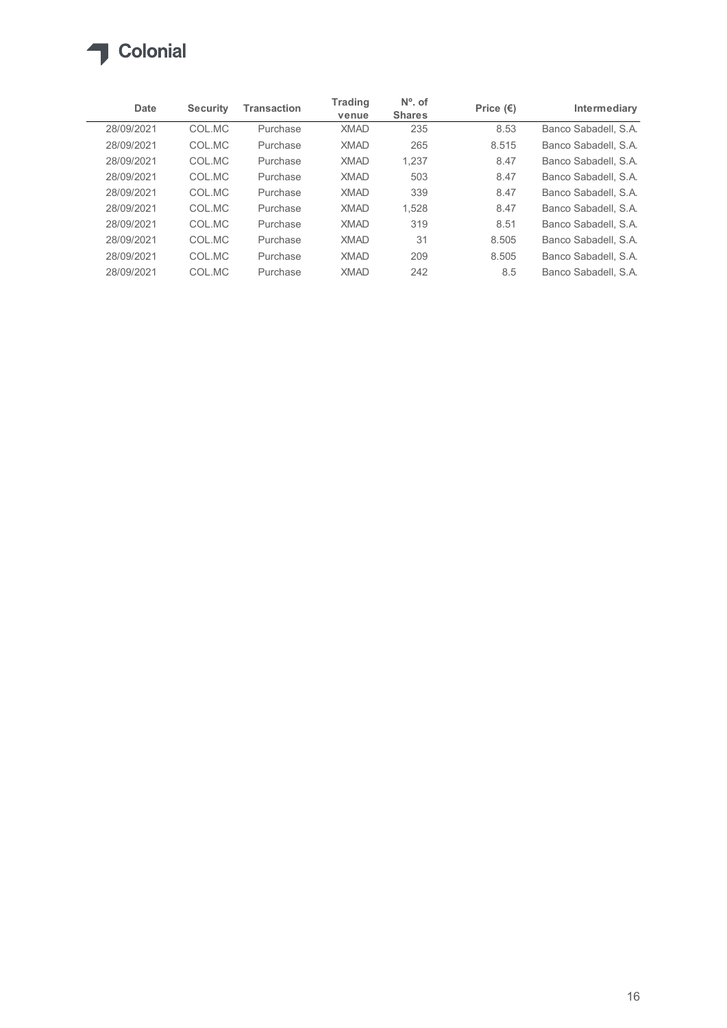# Colonial

| Date | Security | Transaction | Trading venue | Nº. of Shares | Price (€) | Intermediary |
|---|---|---|---|---|---|---|
| 28/09/2021 | COL.MC | Purchase | XMAD | 235 | 8.53 | Banco Sabadell, S.A. |
| 28/09/2021 | COL.MC | Purchase | XMAD | 265 | 8.515 | Banco Sabadell, S.A. |
| 28/09/2021 | COL.MC | Purchase | XMAD | 1,237 | 8.47 | Banco Sabadell, S.A. |
| 28/09/2021 | COL.MC | Purchase | XMAD | 503 | 8.47 | Banco Sabadell, S.A. |
| 28/09/2021 | COL.MC | Purchase | XMAD | 339 | 8.47 | Banco Sabadell, S.A. |
| 28/09/2021 | COL.MC | Purchase | XMAD | 1,528 | 8.47 | Banco Sabadell, S.A. |
| 28/09/2021 | COL.MC | Purchase | XMAD | 319 | 8.51 | Banco Sabadell, S.A. |
| 28/09/2021 | COL.MC | Purchase | XMAD | 31 | 8.505 | Banco Sabadell, S.A. |
| 28/09/2021 | COL.MC | Purchase | XMAD | 209 | 8.505 | Banco Sabadell, S.A. |
| 28/09/2021 | COL.MC | Purchase | XMAD | 242 | 8.5 | Banco Sabadell, S.A. |